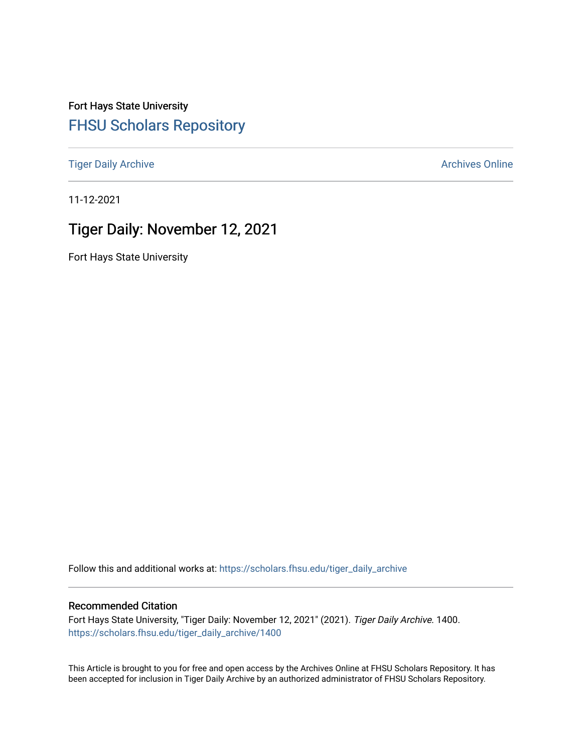Fort Hays State University

# FHSU Scholars Repository

Tiger Daily Archive | Archives Online

11-12-2021

## Tiger Daily: November 12, 2021

Fort Hays State University

Follow this and additional works at: https://scholars.fhsu.edu/tiger_daily_archive

### Recommended Citation

Fort Hays State University, "Tiger Daily: November 12, 2021" (2021). *Tiger Daily Archive*. 1400.
https://scholars.fhsu.edu/tiger_daily_archive/1400

This Article is brought to you for free and open access by the Archives Online at FHSU Scholars Repository. It has been accepted for inclusion in Tiger Daily Archive by an authorized administrator of FHSU Scholars Repository.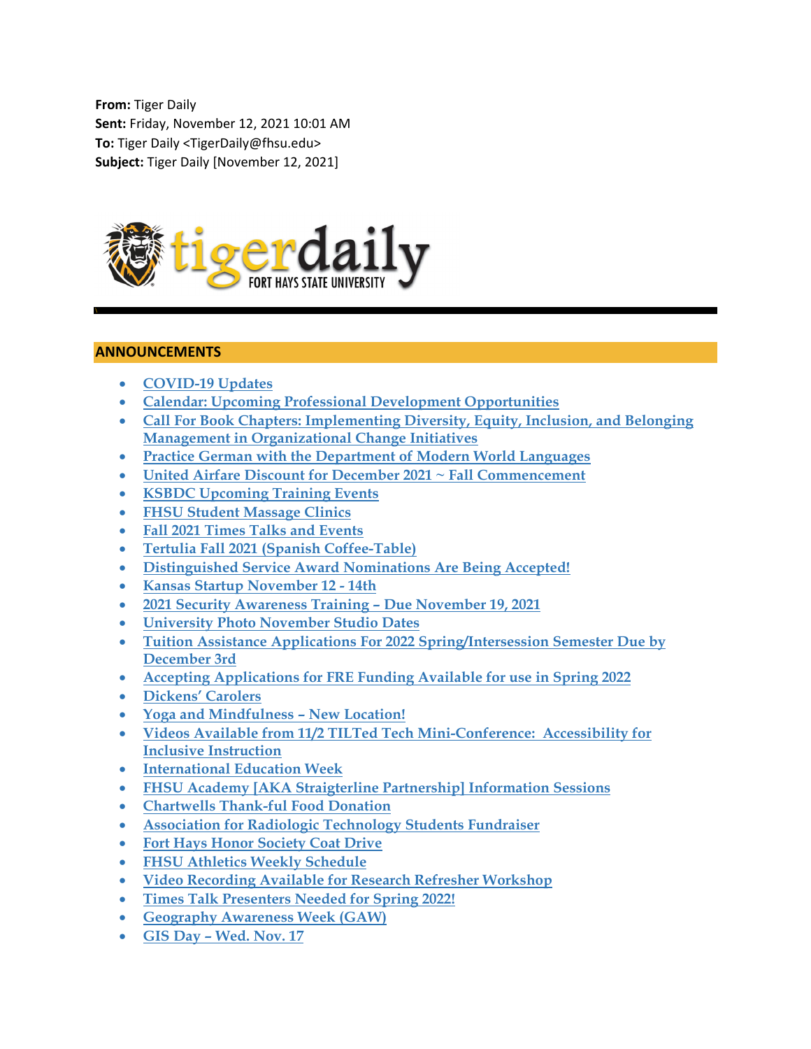**From:** Tiger Daily
**Sent:** Friday, November 12, 2021 10:01 AM
**To:** Tiger Daily <TigerDaily@fhsu.edu>
**Subject:** Tiger Daily [November 12, 2021]

## ANNOUNCEMENTS

- COVID-19 Updates
- Calendar: Upcoming Professional Development Opportunities
- Call For Book Chapters: Implementing Diversity, Equity, Inclusion, and Belonging Management in Organizational Change Initiatives
- Practice German with the Department of Modern World Languages
- United Airfare Discount for December 2021 ~ Fall Commencement
- KSBDC Upcoming Training Events
- FHSU Student Massage Clinics
- Fall 2021 Times Talks and Events
- Tertulia Fall 2021 (Spanish Coffee-Table)
- Distinguished Service Award Nominations Are Being Accepted!
- Kansas Startup November 12 - 14th
- 2021 Security Awareness Training – Due November 19, 2021
- University Photo November Studio Dates
- Tuition Assistance Applications For 2022 Spring/Intersession Semester Due by December 3rd
- Accepting Applications for FRE Funding Available for use in Spring 2022
- Dickens' Carolers
- Yoga and Mindfulness – New Location!
- Videos Available from 11/2 TILTed Tech Mini-Conference: Accessibility for Inclusive Instruction
- International Education Week
- FHSU Academy [AKA Straigterline Partnership] Information Sessions
- Chartwells Thank-ful Food Donation
- Association for Radiologic Technology Students Fundraiser
- Fort Hays Honor Society Coat Drive
- FHSU Athletics Weekly Schedule
- Video Recording Available for Research Refresher Workshop
- Times Talk Presenters Needed for Spring 2022!
- Geography Awareness Week (GAW)
- GIS Day – Wed. Nov. 17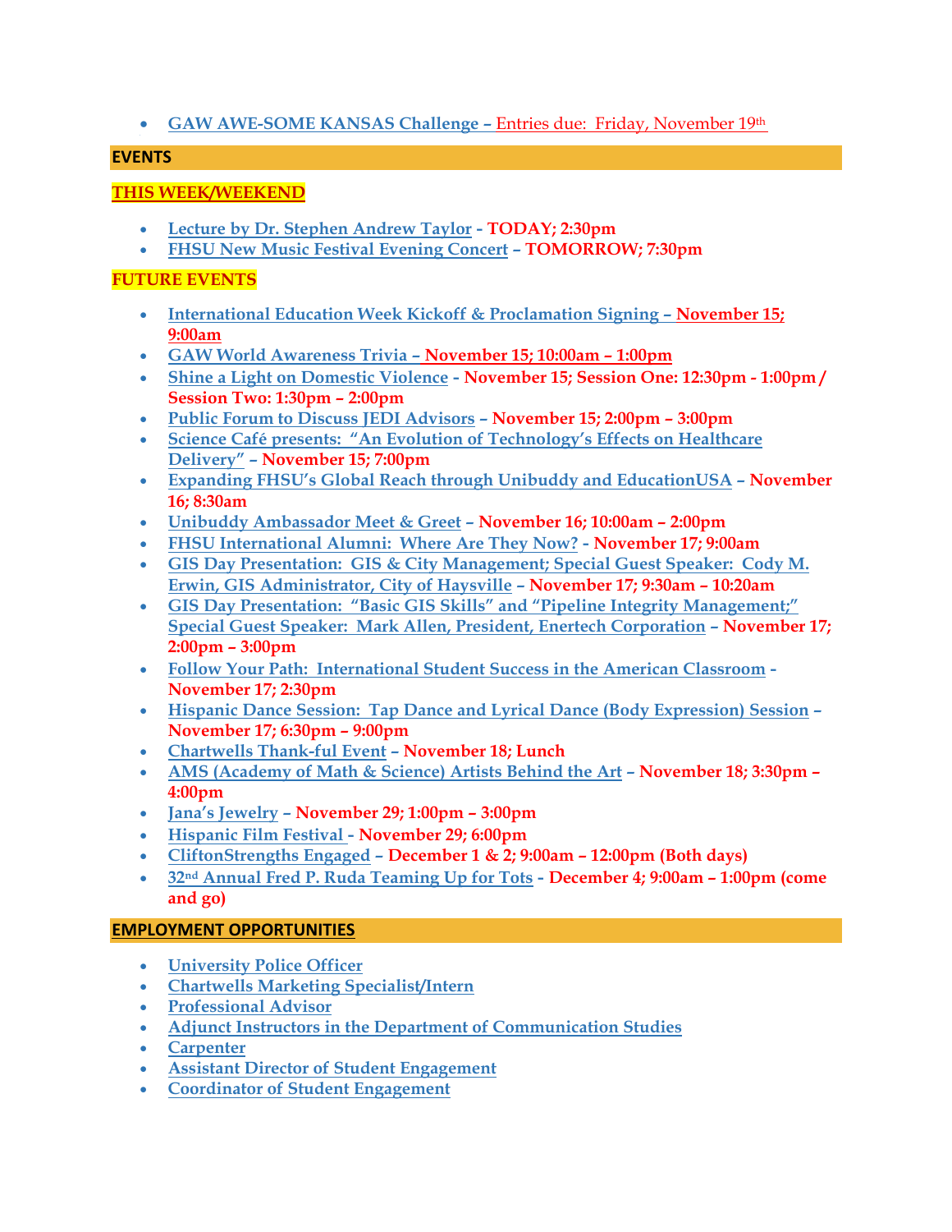- GAW AWE-SOME KANSAS Challenge – Entries due: Friday, November 19th

## EVENTS

### THIS WEEK/WEEKEND

- **Lecture by Dr. Stephen Andrew Taylor - TODAY; 2:30pm**
- **FHSU New Music Festival Evening Concert – TOMORROW; 7:30pm**

### FUTURE EVENTS

- **International Education Week Kickoff & Proclamation Signing – November 15; 9:00am**
- **GAW World Awareness Trivia – November 15; 10:00am – 1:00pm**
- **Shine a Light on Domestic Violence - November 15; Session One: 12:30pm - 1:00pm / Session Two: 1:30pm – 2:00pm**
- **Public Forum to Discuss JEDI Advisors – November 15; 2:00pm – 3:00pm**
- **Science Café presents: "An Evolution of Technology's Effects on Healthcare Delivery" – November 15; 7:00pm**
- **Expanding FHSU's Global Reach through Unibuddy and EducationUSA – November 16; 8:30am**
- **Unibuddy Ambassador Meet & Greet – November 16; 10:00am – 2:00pm**
- **FHSU International Alumni: Where Are They Now? - November 17; 9:00am**
- **GIS Day Presentation: GIS & City Management; Special Guest Speaker: Cody M. Erwin, GIS Administrator, City of Haysville – November 17; 9:30am – 10:20am**
- **GIS Day Presentation: "Basic GIS Skills" and "Pipeline Integrity Management;" Special Guest Speaker: Mark Allen, President, Enertech Corporation – November 17; 2:00pm – 3:00pm**
- **Follow Your Path: International Student Success in the American Classroom - November 17; 2:30pm**
- **Hispanic Dance Session: Tap Dance and Lyrical Dance (Body Expression) Session – November 17; 6:30pm – 9:00pm**
- **Chartwells Thank-ful Event – November 18; Lunch**
- **AMS (Academy of Math & Science) Artists Behind the Art – November 18; 3:30pm – 4:00pm**
- **Jana's Jewelry – November 29; 1:00pm – 3:00pm**
- **Hispanic Film Festival - November 29; 6:00pm**
- **CliftonStrengths Engaged – December 1 & 2; 9:00am – 12:00pm (Both days)**
- **32nd Annual Fred P. Ruda Teaming Up for Tots - December 4; 9:00am – 1:00pm (come and go)**

## EMPLOYMENT OPPORTUNITIES

- **University Police Officer**
- **Chartwells Marketing Specialist/Intern**
- **Professional Advisor**
- **Adjunct Instructors in the Department of Communication Studies**
- **Carpenter**
- **Assistant Director of Student Engagement**
- **Coordinator of Student Engagement**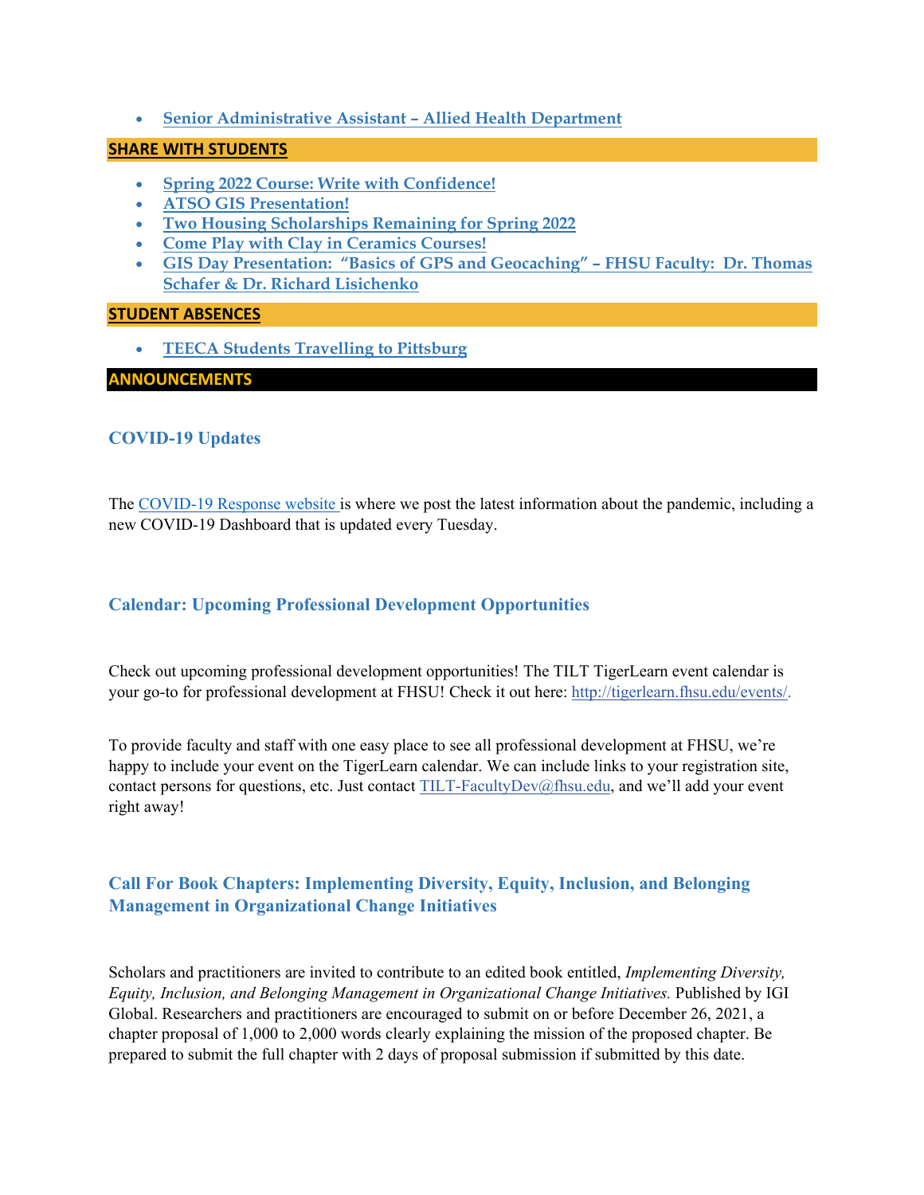- **Senior Administrative Assistant – Allied Health Department**

## SHARE WITH STUDENTS

- **Spring 2022 Course: Write with Confidence!**
- **ATSO GIS Presentation!**
- **Two Housing Scholarships Remaining for Spring 2022**
- **Come Play with Clay in Ceramics Courses!**
- **GIS Day Presentation: "Basics of GPS and Geocaching" – FHSU Faculty: Dr. Thomas Schafer & Dr. Richard Lisichenko**

## STUDENT ABSENCES

- **TEECA Students Travelling to Pittsburg**

## ANNOUNCEMENTS

### COVID-19 Updates

The COVID-19 Response website is where we post the latest information about the pandemic, including a new COVID-19 Dashboard that is updated every Tuesday.

### Calendar: Upcoming Professional Development Opportunities

Check out upcoming professional development opportunities! The TILT TigerLearn event calendar is your go-to for professional development at FHSU! Check it out here: http://tigerlearn.fhsu.edu/events/.

To provide faculty and staff with one easy place to see all professional development at FHSU, we're happy to include your event on the TigerLearn calendar. We can include links to your registration site, contact persons for questions, etc. Just contact TILT-FacultyDev@fhsu.edu, and we'll add your event right away!

### Call For Book Chapters: Implementing Diversity, Equity, Inclusion, and Belonging Management in Organizational Change Initiatives

Scholars and practitioners are invited to contribute to an edited book entitled, *Implementing Diversity, Equity, Inclusion, and Belonging Management in Organizational Change Initiatives.* Published by IGI Global. Researchers and practitioners are encouraged to submit on or before December 26, 2021, a chapter proposal of 1,000 to 2,000 words clearly explaining the mission of the proposed chapter. Be prepared to submit the full chapter with 2 days of proposal submission if submitted by this date.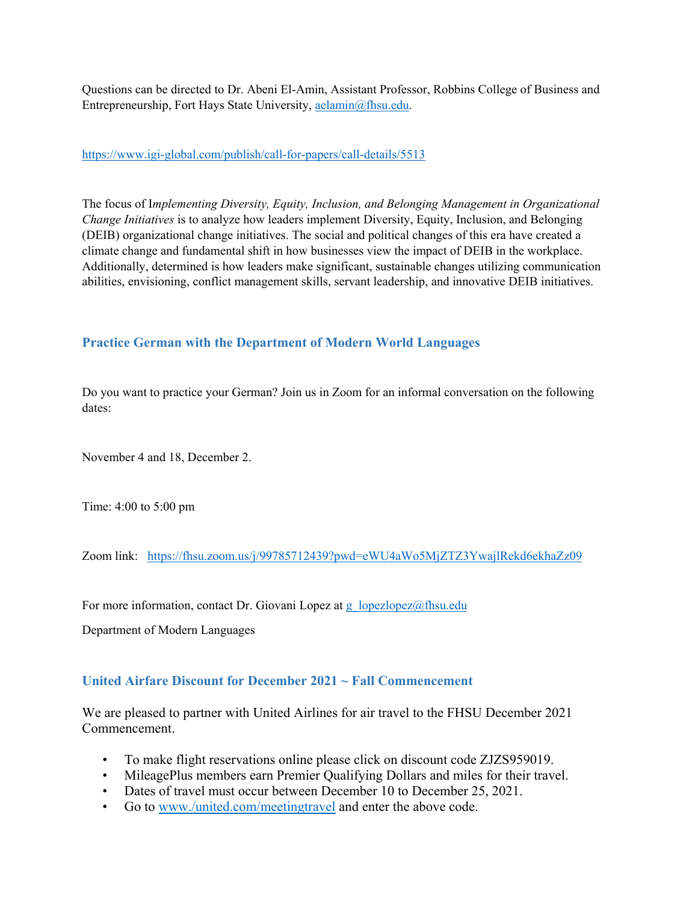Questions can be directed to Dr. Abeni El-Amin, Assistant Professor, Robbins College of Business and Entrepreneurship, Fort Hays State University, aelamin@fhsu.edu.

https://www.igi-global.com/publish/call-for-papers/call-details/5513

The focus of I*mplementing Diversity, Equity, Inclusion, and Belonging Management in Organizational Change Initiatives* is to analyze how leaders implement Diversity, Equity, Inclusion, and Belonging (DEIB) organizational change initiatives. The social and political changes of this era have created a climate change and fundamental shift in how businesses view the impact of DEIB in the workplace. Additionally, determined is how leaders make significant, sustainable changes utilizing communication abilities, envisioning, conflict management skills, servant leadership, and innovative DEIB initiatives.

## Practice German with the Department of Modern World Languages

Do you want to practice your German? Join us in Zoom for an informal conversation on the following dates:

November 4 and 18, December 2.

Time: 4:00 to 5:00 pm

Zoom link: https://fhsu.zoom.us/j/99785712439?pwd=eWU4aWo5MjZTZ3YwajlRekd6ekhaZz09

For more information, contact Dr. Giovani Lopez at g_lopezlopez@fhsu.edu

Department of Modern Languages

## United Airfare Discount for December 2021 ~ Fall Commencement

We are pleased to partner with United Airlines for air travel to the FHSU December 2021 Commencement.

- To make flight reservations online please click on discount code ZJZS959019.
- MileagePlus members earn Premier Qualifying Dollars and miles for their travel.
- Dates of travel must occur between December 10 to December 25, 2021.
- Go to www./united.com/meetingtravel and enter the above code.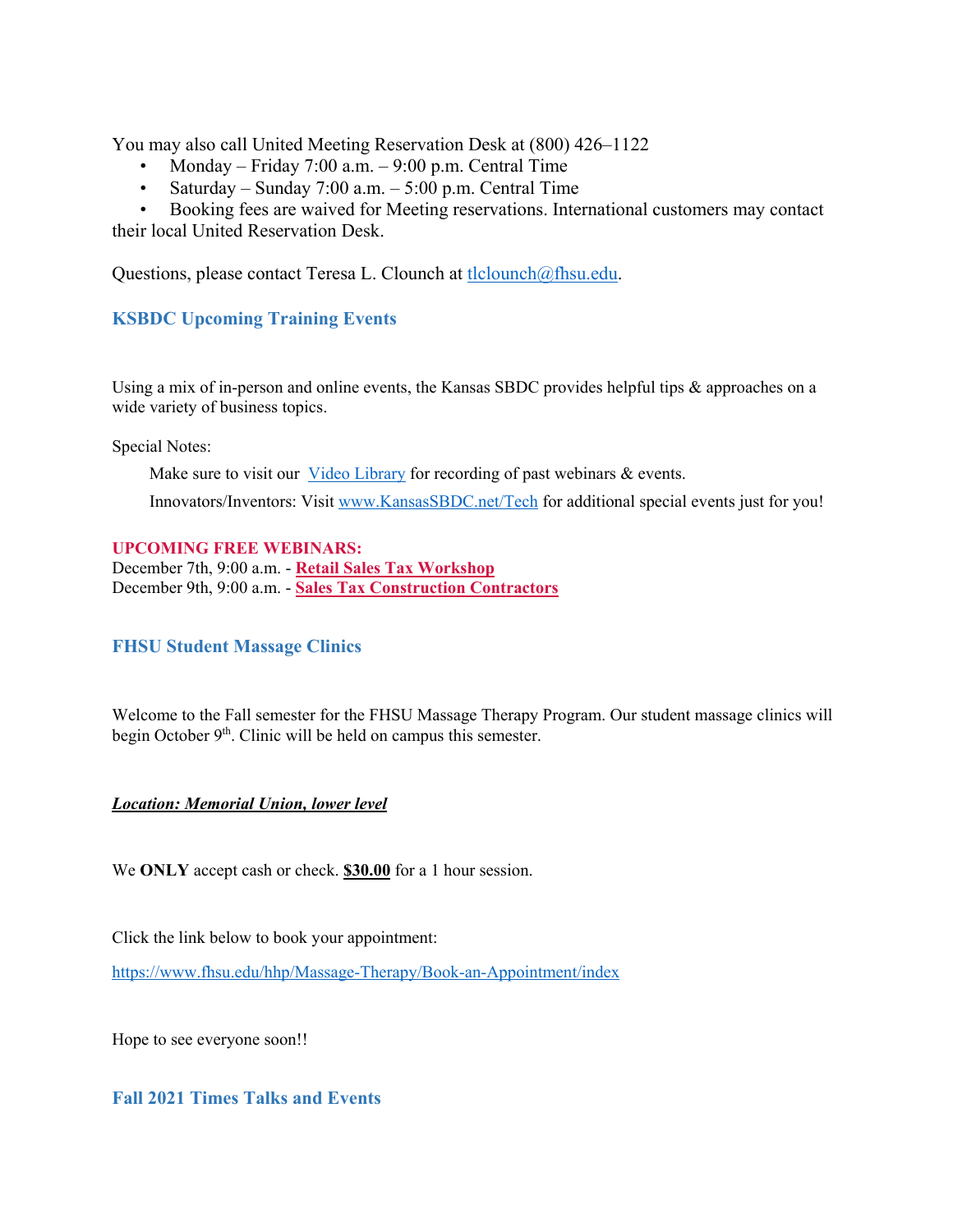You may also call United Meeting Reservation Desk at (800) 426–1122

- Monday – Friday 7:00 a.m. – 9:00 p.m. Central Time
- Saturday – Sunday 7:00 a.m. – 5:00 p.m. Central Time
- Booking fees are waived for Meeting reservations. International customers may contact their local United Reservation Desk.

Questions, please contact Teresa L. Clounch at tlclounch@fhsu.edu.

## KSBDC Upcoming Training Events

Using a mix of in-person and online events, the Kansas SBDC provides helpful tips & approaches on a wide variety of business topics.

Special Notes:

Make sure to visit our Video Library for recording of past webinars & events.

Innovators/Inventors: Visit www.KansasSBDC.net/Tech for additional special events just for you!

**UPCOMING FREE WEBINARS:**
December 7th, 9:00 a.m. - **Retail Sales Tax Workshop**
December 9th, 9:00 a.m. - **Sales Tax Construction Contractors**

## FHSU Student Massage Clinics

Welcome to the Fall semester for the FHSU Massage Therapy Program. Our student massage clinics will begin October 9th. Clinic will be held on campus this semester.

***Location: Memorial Union, lower level***

We **ONLY** accept cash or check. **$30.00** for a 1 hour session.

Click the link below to book your appointment:

https://www.fhsu.edu/hhp/Massage-Therapy/Book-an-Appointment/index

Hope to see everyone soon!!

## Fall 2021 Times Talks and Events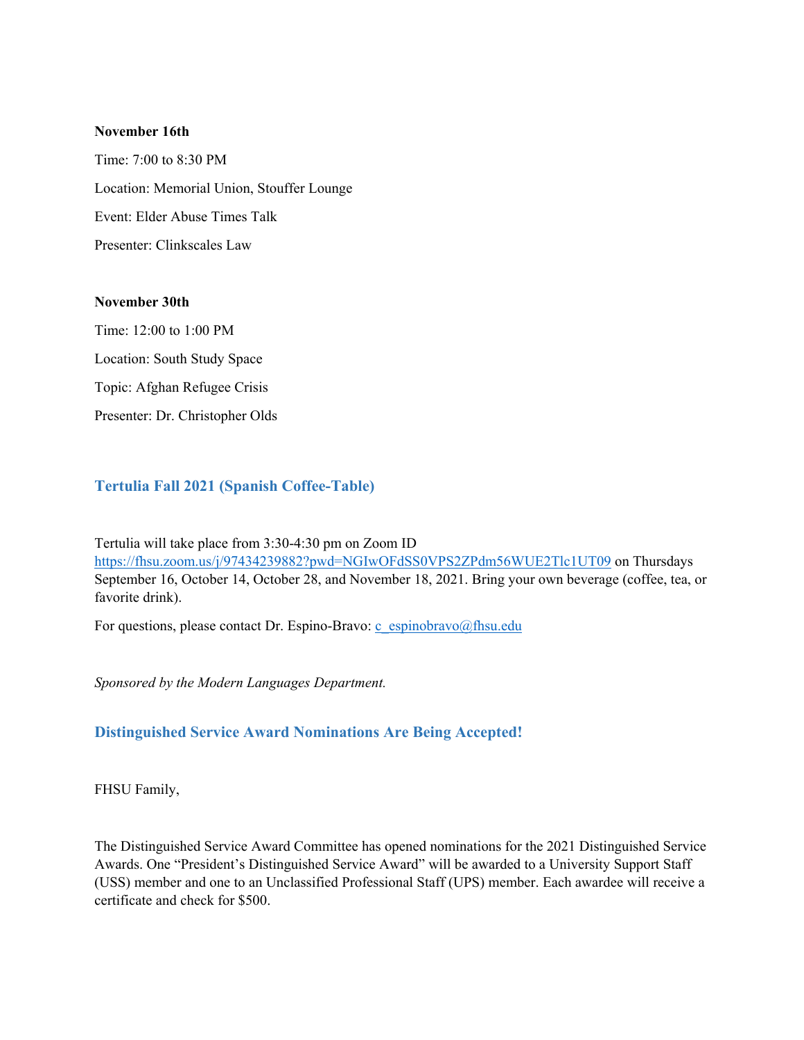**November 16th**

Time: 7:00 to 8:30 PM

Location: Memorial Union, Stouffer Lounge

Event: Elder Abuse Times Talk

Presenter: Clinkscales Law

**November 30th**

Time: 12:00 to 1:00 PM

Location: South Study Space

Topic: Afghan Refugee Crisis

Presenter: Dr. Christopher Olds

## Tertulia Fall 2021 (Spanish Coffee-Table)

Tertulia will take place from 3:30-4:30 pm on Zoom ID https://fhsu.zoom.us/j/97434239882?pwd=NGIwOFdSS0VPS2ZPdm56WUE2Tlc1UT09 on Thursdays September 16, October 14, October 28, and November 18, 2021. Bring your own beverage (coffee, tea, or favorite drink).

For questions, please contact Dr. Espino-Bravo: c_espinobravo@fhsu.edu

*Sponsored by the Modern Languages Department.*

## Distinguished Service Award Nominations Are Being Accepted!

FHSU Family,

The Distinguished Service Award Committee has opened nominations for the 2021 Distinguished Service Awards. One "President's Distinguished Service Award" will be awarded to a University Support Staff (USS) member and one to an Unclassified Professional Staff (UPS) member. Each awardee will receive a certificate and check for $500.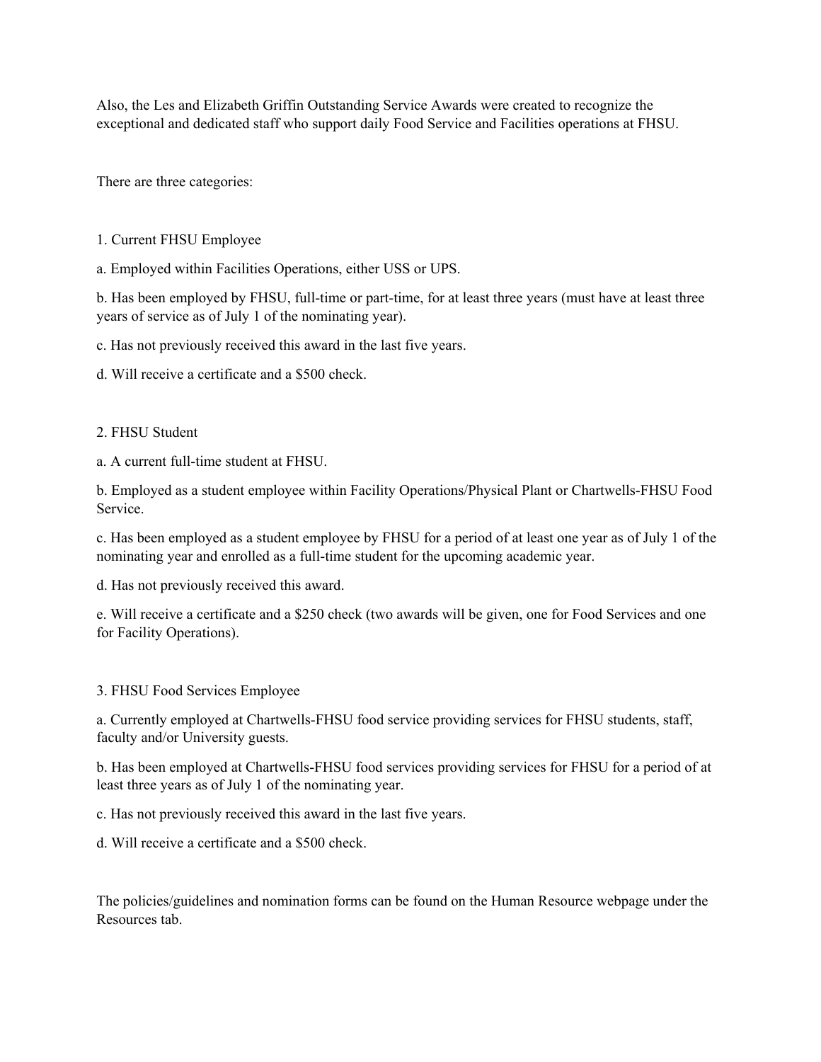Also, the Les and Elizabeth Griffin Outstanding Service Awards were created to recognize the exceptional and dedicated staff who support daily Food Service and Facilities operations at FHSU.

There are three categories:

1. Current FHSU Employee

a. Employed within Facilities Operations, either USS or UPS.

b. Has been employed by FHSU, full-time or part-time, for at least three years (must have at least three years of service as of July 1 of the nominating year).

c. Has not previously received this award in the last five years.

d. Will receive a certificate and a $500 check.

2. FHSU Student

a. A current full-time student at FHSU.

b. Employed as a student employee within Facility Operations/Physical Plant or Chartwells-FHSU Food Service.

c. Has been employed as a student employee by FHSU for a period of at least one year as of July 1 of the nominating year and enrolled as a full-time student for the upcoming academic year.

d. Has not previously received this award.

e. Will receive a certificate and a $250 check (two awards will be given, one for Food Services and one for Facility Operations).

3. FHSU Food Services Employee

a. Currently employed at Chartwells-FHSU food service providing services for FHSU students, staff, faculty and/or University guests.

b. Has been employed at Chartwells-FHSU food services providing services for FHSU for a period of at least three years as of July 1 of the nominating year.

c. Has not previously received this award in the last five years.

d. Will receive a certificate and a $500 check.

The policies/guidelines and nomination forms can be found on the Human Resource webpage under the Resources tab.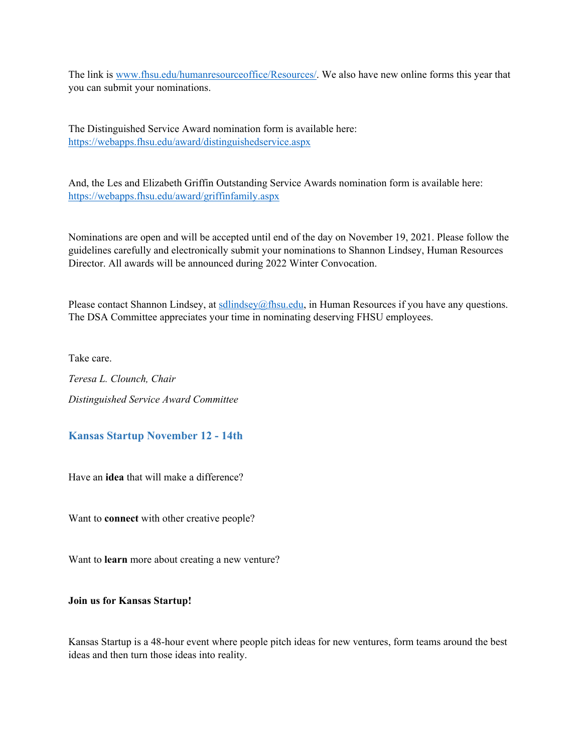The link is [www.fhsu.edu/humanresourceoffice/Resources/](www.fhsu.edu/humanresourceoffice/Resources/). We also have new online forms this year that you can submit your nominations.

The Distinguished Service Award nomination form is available here: [https://webapps.fhsu.edu/award/distinguishedservice.aspx](https://webapps.fhsu.edu/award/distinguishedservice.aspx)

And, the Les and Elizabeth Griffin Outstanding Service Awards nomination form is available here: [https://webapps.fhsu.edu/award/griffinfamily.aspx](https://webapps.fhsu.edu/award/griffinfamily.aspx)

Nominations are open and will be accepted until end of the day on November 19, 2021. Please follow the guidelines carefully and electronically submit your nominations to Shannon Lindsey, Human Resources Director. All awards will be announced during 2022 Winter Convocation.

Please contact Shannon Lindsey, at [sdlindsey@fhsu.edu](mailto:sdlindsey@fhsu.edu), in Human Resources if you have any questions. The DSA Committee appreciates your time in nominating deserving FHSU employees.

Take care.

*Teresa L. Clounch, Chair*

*Distinguished Service Award Committee*

## Kansas Startup November 12 - 14th

Have an **idea** that will make a difference?

Want to **connect** with other creative people?

Want to **learn** more about creating a new venture?

**Join us for Kansas Startup!**

Kansas Startup is a 48-hour event where people pitch ideas for new ventures, form teams around the best ideas and then turn those ideas into reality.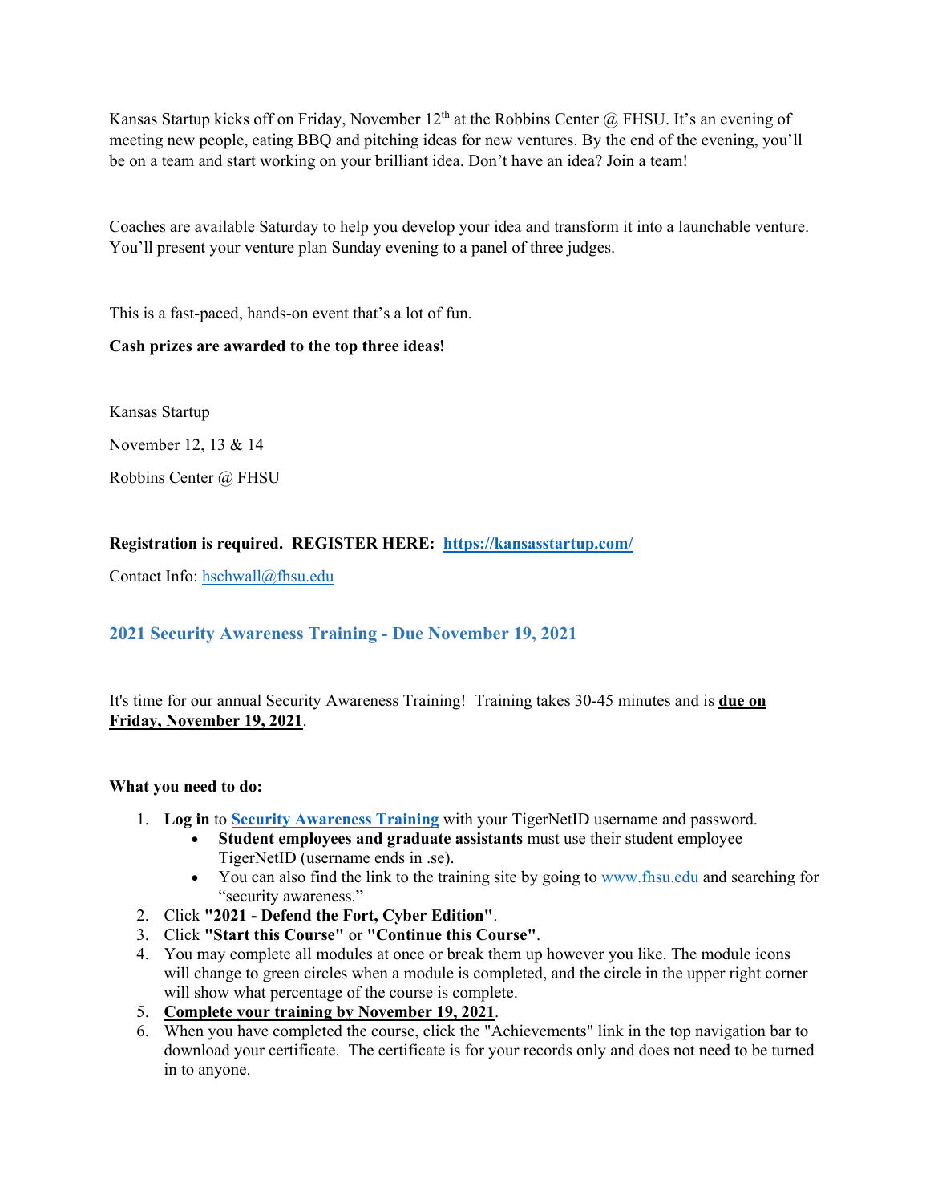Kansas Startup kicks off on Friday, November 12th at the Robbins Center @ FHSU. It's an evening of meeting new people, eating BBQ and pitching ideas for new ventures. By the end of the evening, you'll be on a team and start working on your brilliant idea. Don't have an idea? Join a team!

Coaches are available Saturday to help you develop your idea and transform it into a launchable venture. You'll present your venture plan Sunday evening to a panel of three judges.

This is a fast-paced, hands-on event that's a lot of fun.

**Cash prizes are awarded to the top three ideas!**

Kansas Startup

November 12, 13 & 14

Robbins Center @ FHSU

**Registration is required. REGISTER HERE: [https://kansasstartup.com/](https://kansasstartup.com/)**

Contact Info: [hschwall@fhsu.edu](mailto:hschwall@fhsu.edu)

## 2021 Security Awareness Training - Due November 19, 2021

It's time for our annual Security Awareness Training! Training takes 30-45 minutes and is **due on Friday, November 19, 2021**.

**What you need to do:**

1. **Log in** to **Security Awareness Training** with your TigerNetID username and password.
   - **Student employees and graduate assistants** must use their student employee TigerNetID (username ends in .se).
   - You can also find the link to the training site by going to [www.fhsu.edu](http://www.fhsu.edu) and searching for "security awareness."
2. Click **"2021 - Defend the Fort, Cyber Edition"**.
3. Click **"Start this Course"** or **"Continue this Course"**.
4. You may complete all modules at once or break them up however you like. The module icons will change to green circles when a module is completed, and the circle in the upper right corner will show what percentage of the course is complete.
5. **Complete your training by November 19, 2021**.
6. When you have completed the course, click the "Achievements" link in the top navigation bar to download your certificate. The certificate is for your records only and does not need to be turned in to anyone.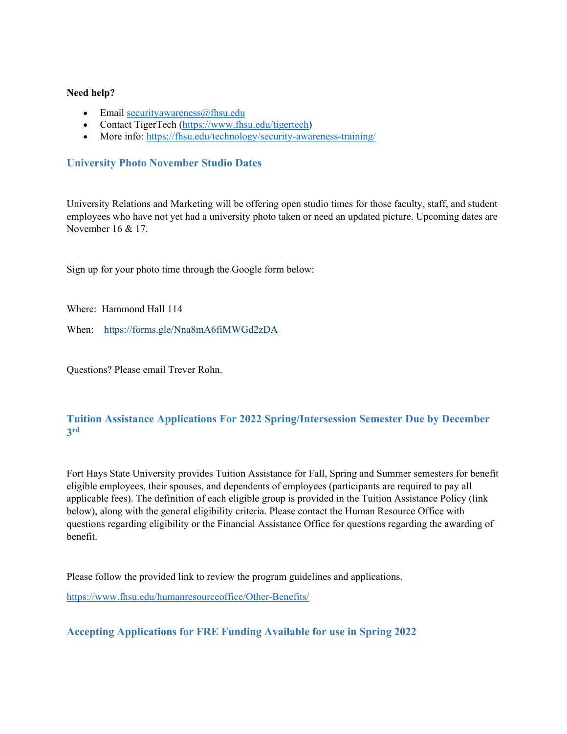**Need help?**

- Email securityawareness@fhsu.edu
- Contact TigerTech (https://www.fhsu.edu/tigertech)
- More info: https://fhsu.edu/technology/security-awareness-training/

## University Photo November Studio Dates

University Relations and Marketing will be offering open studio times for those faculty, staff, and student employees who have not yet had a university photo taken or need an updated picture. Upcoming dates are November 16 & 17.

Sign up for your photo time through the Google form below:

Where: Hammond Hall 114

When: https://forms.gle/Nna8mA6fiMWGd2zDA

Questions? Please email Trever Rohn.

## Tuition Assistance Applications For 2022 Spring/Intersession Semester Due by December 3rd

Fort Hays State University provides Tuition Assistance for Fall, Spring and Summer semesters for benefit eligible employees, their spouses, and dependents of employees (participants are required to pay all applicable fees). The definition of each eligible group is provided in the Tuition Assistance Policy (link below), along with the general eligibility criteria. Please contact the Human Resource Office with questions regarding eligibility or the Financial Assistance Office for questions regarding the awarding of benefit.

Please follow the provided link to review the program guidelines and applications.

https://www.fhsu.edu/humanresourceoffice/Other-Benefits/

## Accepting Applications for FRE Funding Available for use in Spring 2022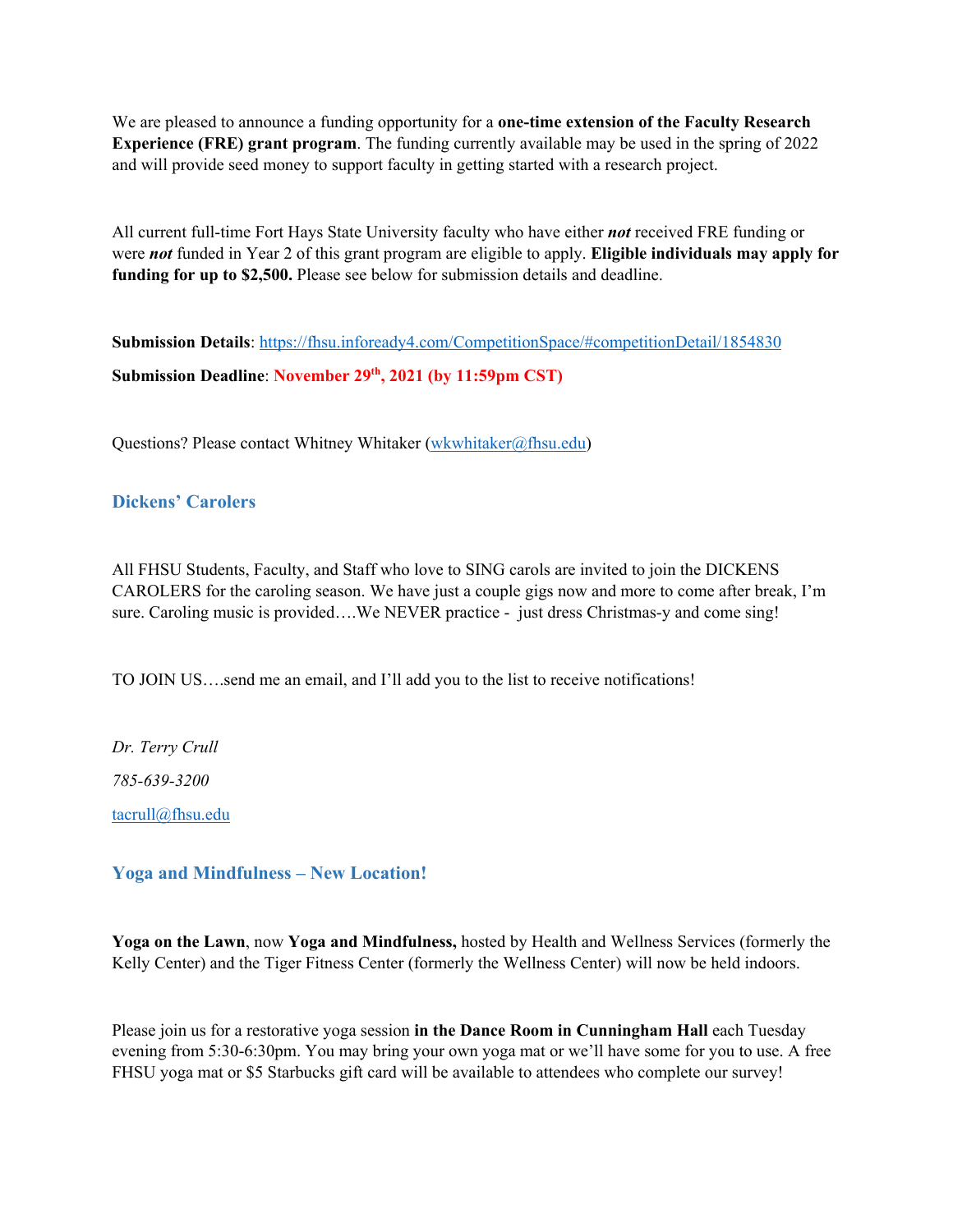We are pleased to announce a funding opportunity for a **one-time extension of the Faculty Research Experience (FRE) grant program**. The funding currently available may be used in the spring of 2022 and will provide seed money to support faculty in getting started with a research project.

All current full-time Fort Hays State University faculty who have either ***not*** received FRE funding or were ***not*** funded in Year 2 of this grant program are eligible to apply. **Eligible individuals may apply for funding for up to $2,500.** Please see below for submission details and deadline.

**Submission Details**: https://fhsu.infoready4.com/CompetitionSpace/#competitionDetail/1854830

**Submission Deadline**: **November 29th, 2021 (by 11:59pm CST)**

Questions? Please contact Whitney Whitaker (wkwhitaker@fhsu.edu)

## Dickens' Carolers

All FHSU Students, Faculty, and Staff who love to SING carols are invited to join the DICKENS CAROLERS for the caroling season. We have just a couple gigs now and more to come after break, I'm sure. Caroling music is provided….We NEVER practice - just dress Christmas-y and come sing!

TO JOIN US….send me an email, and I'll add you to the list to receive notifications!

*Dr. Terry Crull*

*785-639-3200*

tacrull@fhsu.edu

## Yoga and Mindfulness – New Location!

**Yoga on the Lawn**, now **Yoga and Mindfulness,** hosted by Health and Wellness Services (formerly the Kelly Center) and the Tiger Fitness Center (formerly the Wellness Center) will now be held indoors.

Please join us for a restorative yoga session **in the Dance Room in Cunningham Hall** each Tuesday evening from 5:30-6:30pm. You may bring your own yoga mat or we'll have some for you to use. A free FHSU yoga mat or $5 Starbucks gift card will be available to attendees who complete our survey!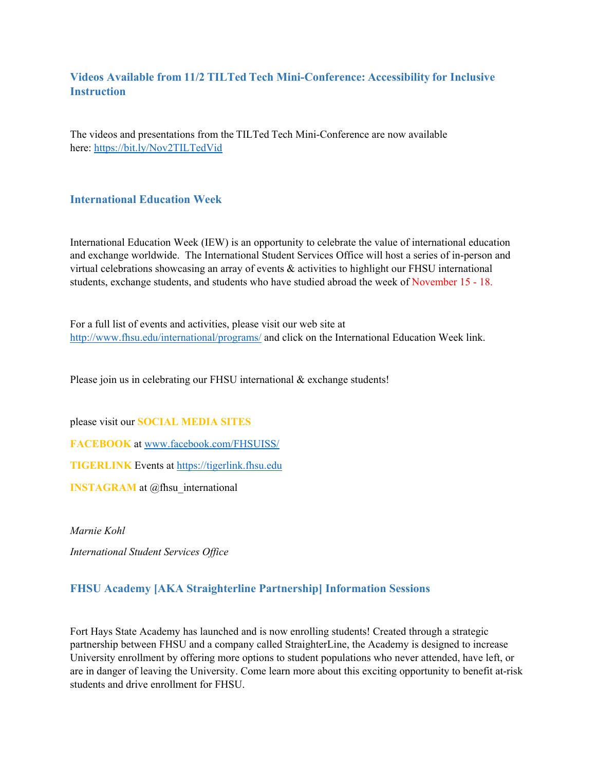### Videos Available from 11/2 TILTed Tech Mini-Conference: Accessibility for Inclusive Instruction

The videos and presentations from the TILTed Tech Mini-Conference are now available here: https://bit.ly/Nov2TILTedVid

### International Education Week

International Education Week (IEW) is an opportunity to celebrate the value of international education and exchange worldwide. The International Student Services Office will host a series of in-person and virtual celebrations showcasing an array of events & activities to highlight our FHSU international students, exchange students, and students who have studied abroad the week of November 15 - 18.

For a full list of events and activities, please visit our web site at http://www.fhsu.edu/international/programs/ and click on the International Education Week link.

Please join us in celebrating our FHSU international & exchange students!

please visit our **SOCIAL MEDIA SITES**

**FACEBOOK** at www.facebook.com/FHSUISS/

**TIGERLINK** Events at https://tigerlink.fhsu.edu

**INSTAGRAM** at @fhsu_international

*Marnie Kohl*

*International Student Services Office*

### FHSU Academy [AKA Straighterline Partnership] Information Sessions

Fort Hays State Academy has launched and is now enrolling students! Created through a strategic partnership between FHSU and a company called StraighterLine, the Academy is designed to increase University enrollment by offering more options to student populations who never attended, have left, or are in danger of leaving the University. Come learn more about this exciting opportunity to benefit at-risk students and drive enrollment for FHSU.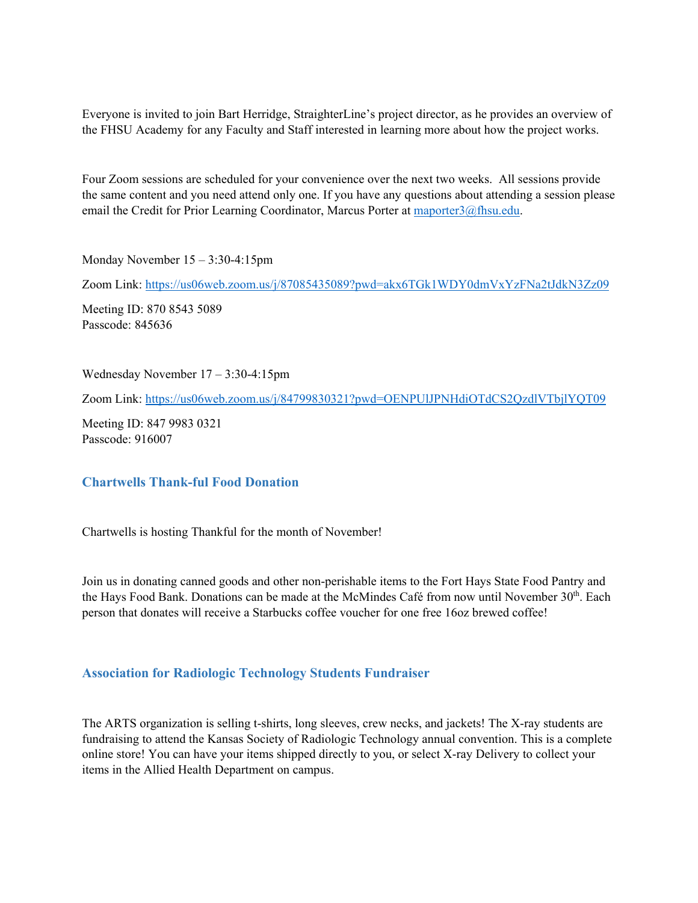Everyone is invited to join Bart Herridge, StraighterLine's project director, as he provides an overview of the FHSU Academy for any Faculty and Staff interested in learning more about how the project works.

Four Zoom sessions are scheduled for your convenience over the next two weeks. All sessions provide the same content and you need attend only one. If you have any questions about attending a session please email the Credit for Prior Learning Coordinator, Marcus Porter at [maporter3@fhsu.edu](mailto:maporter3@fhsu.edu).

Monday November 15 – 3:30-4:15pm

Zoom Link: https://us06web.zoom.us/j/87085435089?pwd=akx6TGk1WDY0dmVxYzFNa2tJdkN3Zz09

Meeting ID: 870 8543 5089
Passcode: 845636

Wednesday November 17 – 3:30-4:15pm

Zoom Link: https://us06web.zoom.us/j/84799830321?pwd=OENPUlJPNHdiOTdCS2QzdlVTbjlYQT09

Meeting ID: 847 9983 0321
Passcode: 916007

### Chartwells Thank-ful Food Donation

Chartwells is hosting Thankful for the month of November!

Join us in donating canned goods and other non-perishable items to the Fort Hays State Food Pantry and the Hays Food Bank. Donations can be made at the McMindes Café from now until November 30th. Each person that donates will receive a Starbucks coffee voucher for one free 16oz brewed coffee!

### Association for Radiologic Technology Students Fundraiser

The ARTS organization is selling t-shirts, long sleeves, crew necks, and jackets! The X-ray students are fundraising to attend the Kansas Society of Radiologic Technology annual convention. This is a complete online store! You can have your items shipped directly to you, or select X-ray Delivery to collect your items in the Allied Health Department on campus.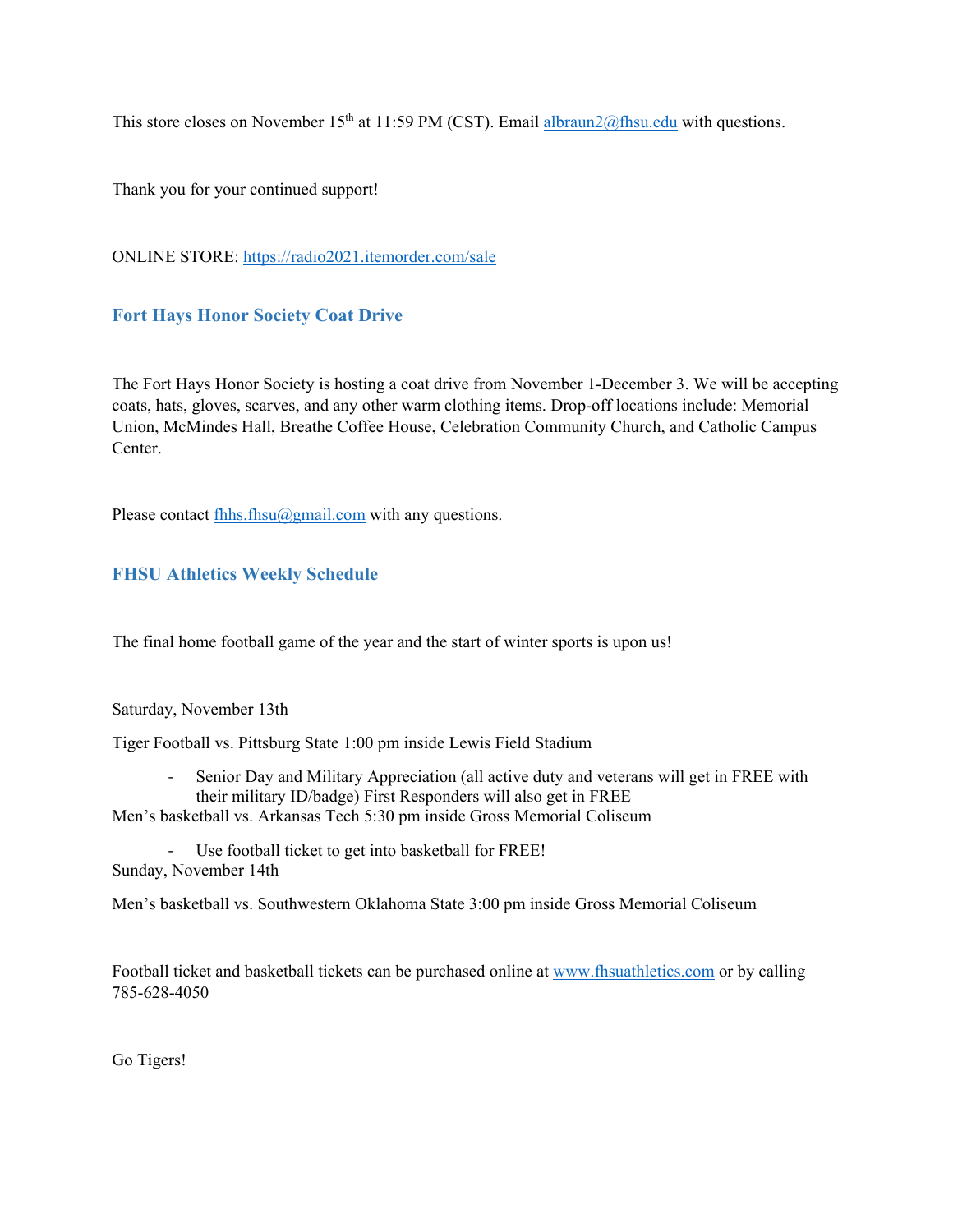This store closes on November 15th at 11:59 PM (CST). Email albraun2@fhsu.edu with questions.

Thank you for your continued support!

ONLINE STORE: https://radio2021.itemorder.com/sale

## Fort Hays Honor Society Coat Drive

The Fort Hays Honor Society is hosting a coat drive from November 1-December 3. We will be accepting coats, hats, gloves, scarves, and any other warm clothing items. Drop-off locations include: Memorial Union, McMindes Hall, Breathe Coffee House, Celebration Community Church, and Catholic Campus Center.

Please contact fhhs.fhsu@gmail.com with any questions.

## FHSU Athletics Weekly Schedule

The final home football game of the year and the start of winter sports is upon us!

Saturday, November 13th

Tiger Football vs. Pittsburg State 1:00 pm inside Lewis Field Stadium

- Senior Day and Military Appreciation (all active duty and veterans will get in FREE with their military ID/badge) First Responders will also get in FREE

Men's basketball vs. Arkansas Tech 5:30 pm inside Gross Memorial Coliseum

- Use football ticket to get into basketball for FREE!

Sunday, November 14th

Men's basketball vs. Southwestern Oklahoma State 3:00 pm inside Gross Memorial Coliseum

Football ticket and basketball tickets can be purchased online at www.fhsuathletics.com or by calling 785-628-4050

Go Tigers!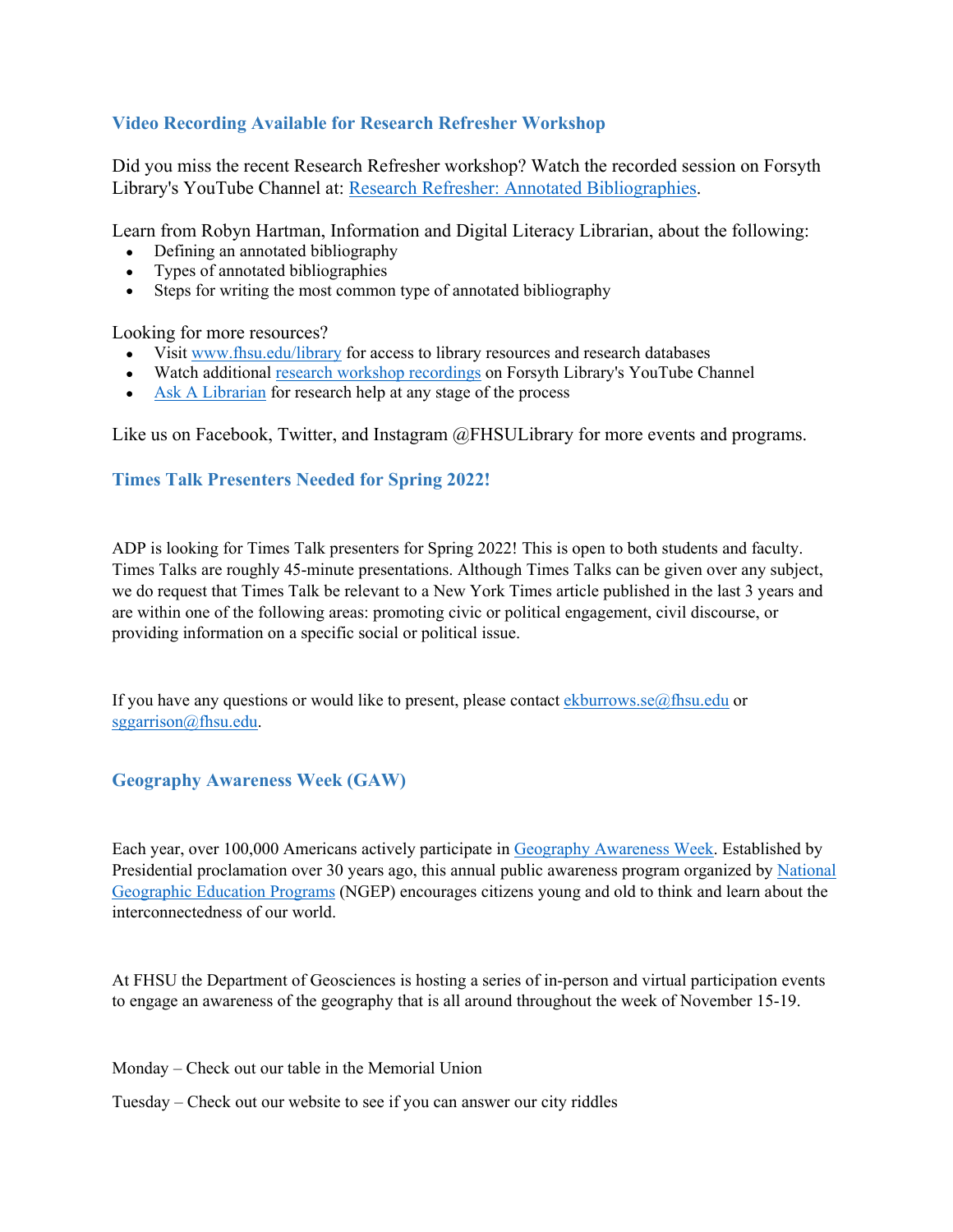### Video Recording Available for Research Refresher Workshop

Did you miss the recent Research Refresher workshop? Watch the recorded session on Forsyth Library's YouTube Channel at: [Research Refresher: Annotated Bibliographies](#).

Learn from Robyn Hartman, Information and Digital Literacy Librarian, about the following:

- Defining an annotated bibliography
- Types of annotated bibliographies
- Steps for writing the most common type of annotated bibliography

Looking for more resources?

- Visit [www.fhsu.edu/library](#) for access to library resources and research databases
- Watch additional [research workshop recordings](#) on Forsyth Library's YouTube Channel
- [Ask A Librarian](#) for research help at any stage of the process

Like us on Facebook, Twitter, and Instagram @FHSULibrary for more events and programs.

### Times Talk Presenters Needed for Spring 2022!

ADP is looking for Times Talk presenters for Spring 2022! This is open to both students and faculty. Times Talks are roughly 45-minute presentations. Although Times Talks can be given over any subject, we do request that Times Talk be relevant to a New York Times article published in the last 3 years and are within one of the following areas: promoting civic or political engagement, civil discourse, or providing information on a specific social or political issue.

If you have any questions or would like to present, please contact [ekburrows.se@fhsu.edu](mailto:ekburrows.se@fhsu.edu) or [sggarrison@fhsu.edu](mailto:sggarrison@fhsu.edu).

### Geography Awareness Week (GAW)

Each year, over 100,000 Americans actively participate in [Geography Awareness Week](#). Established by Presidential proclamation over 30 years ago, this annual public awareness program organized by [National Geographic Education Programs](#) (NGEP) encourages citizens young and old to think and learn about the interconnectedness of our world.

At FHSU the Department of Geosciences is hosting a series of in-person and virtual participation events to engage an awareness of the geography that is all around throughout the week of November 15-19.

Monday – Check out our table in the Memorial Union

Tuesday – Check out our website to see if you can answer our city riddles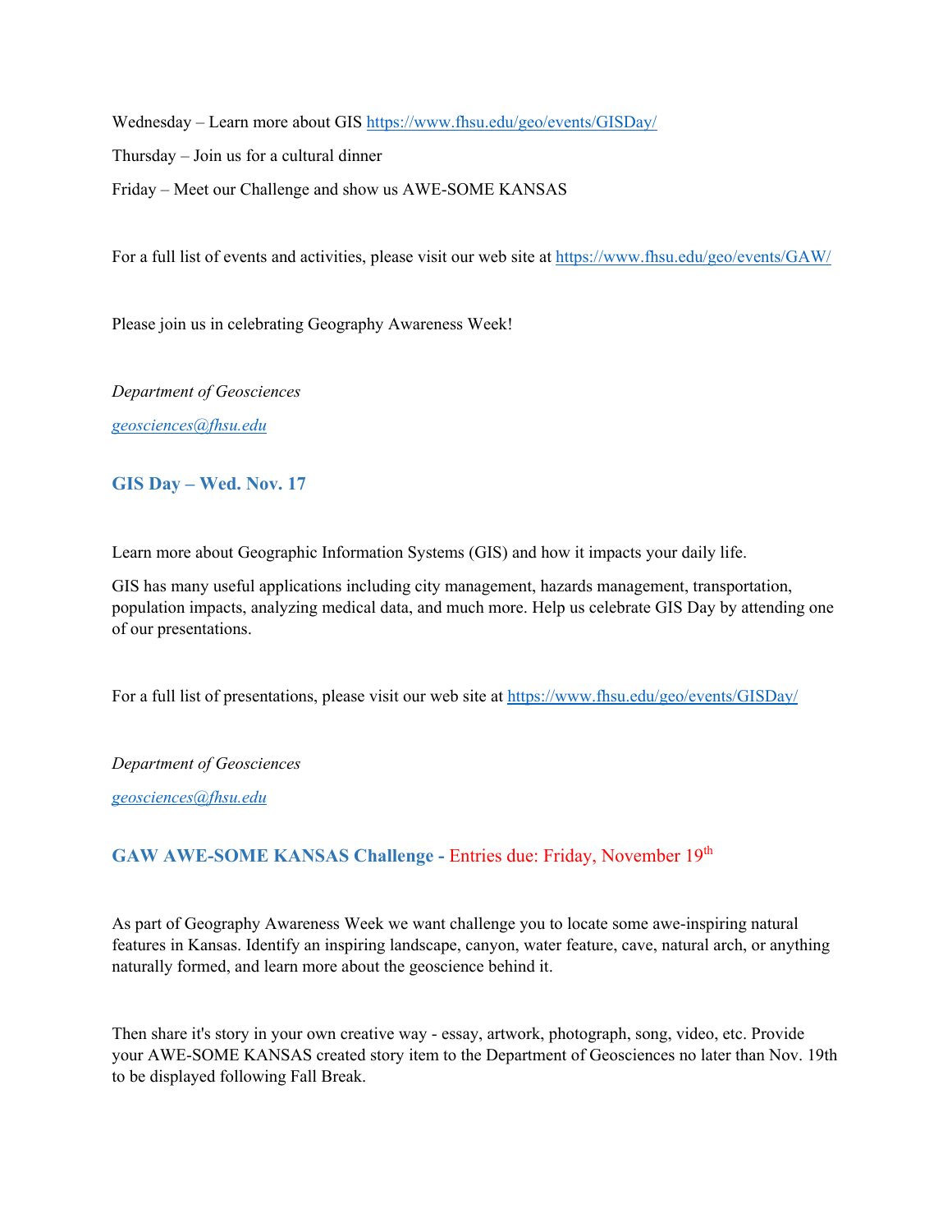Wednesday – Learn more about GIS https://www.fhsu.edu/geo/events/GISDay/

Thursday – Join us for a cultural dinner

Friday – Meet our Challenge and show us AWE-SOME KANSAS

For a full list of events and activities, please visit our web site at https://www.fhsu.edu/geo/events/GAW/

Please join us in celebrating Geography Awareness Week!

*Department of Geosciences*

*geosciences@fhsu.edu*

### GIS Day – Wed. Nov. 17

Learn more about Geographic Information Systems (GIS) and how it impacts your daily life.

GIS has many useful applications including city management, hazards management, transportation, population impacts, analyzing medical data, and much more. Help us celebrate GIS Day by attending one of our presentations.

For a full list of presentations, please visit our web site at https://www.fhsu.edu/geo/events/GISDay/

*Department of Geosciences*

*geosciences@fhsu.edu*

### GAW AWE-SOME KANSAS Challenge - Entries due: Friday, November 19th

As part of Geography Awareness Week we want challenge you to locate some awe-inspiring natural features in Kansas. Identify an inspiring landscape, canyon, water feature, cave, natural arch, or anything naturally formed, and learn more about the geoscience behind it.

Then share it's story in your own creative way - essay, artwork, photograph, song, video, etc. Provide your AWE-SOME KANSAS created story item to the Department of Geosciences no later than Nov. 19th to be displayed following Fall Break.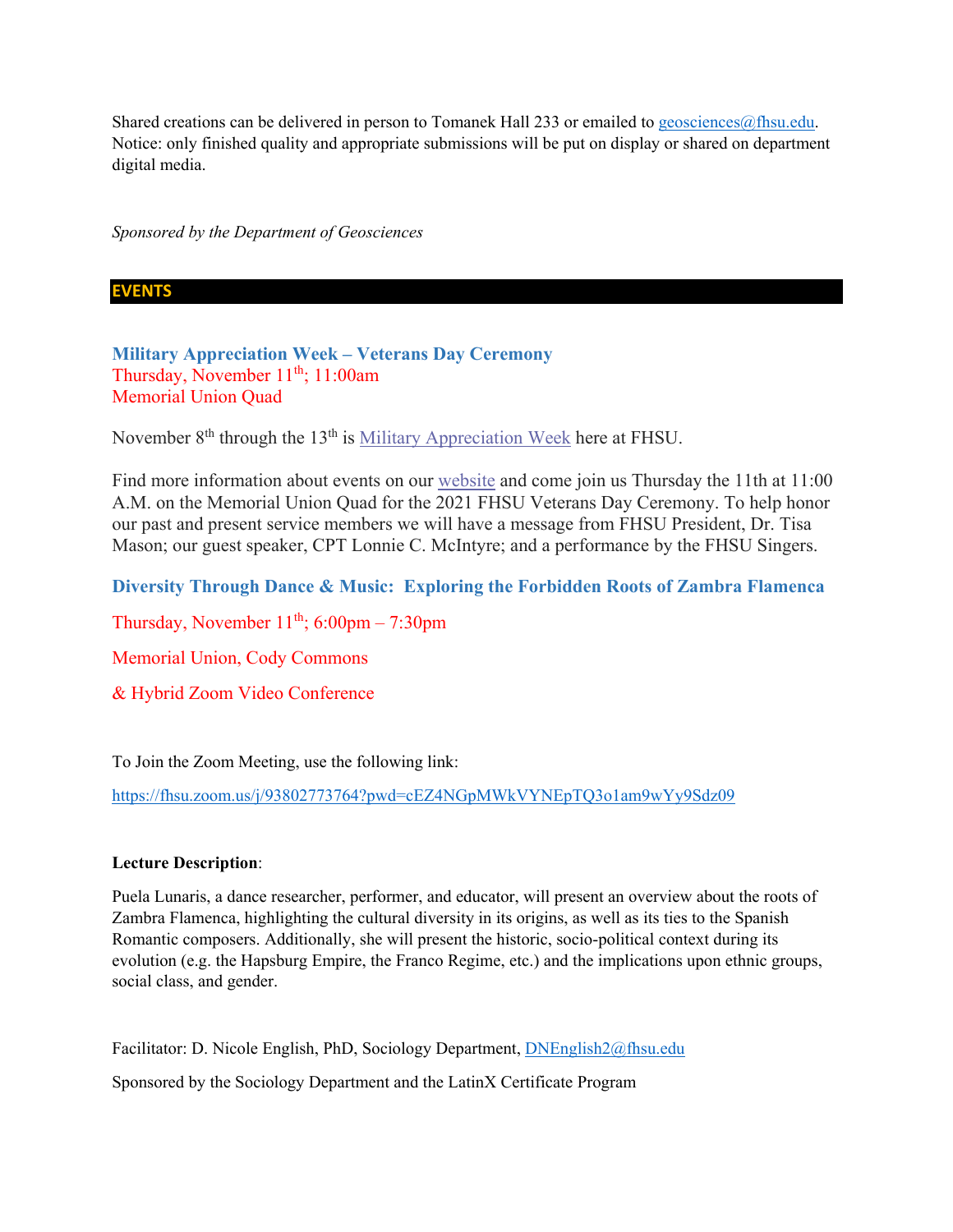Shared creations can be delivered in person to Tomanek Hall 233 or emailed to geosciences@fhsu.edu. Notice: only finished quality and appropriate submissions will be put on display or shared on department digital media.

*Sponsored by the Department of Geosciences*

## EVENTS

### Military Appreciation Week – Veterans Day Ceremony

Thursday, November 11th; 11:00am
Memorial Union Quad

November 8th through the 13th is Military Appreciation Week here at FHSU.

Find more information about events on our website and come join us Thursday the 11th at 11:00 A.M. on the Memorial Union Quad for the 2021 FHSU Veterans Day Ceremony. To help honor our past and present service members we will have a message from FHSU President, Dr. Tisa Mason; our guest speaker, CPT Lonnie C. McIntyre; and a performance by the FHSU Singers.

### Diversity Through Dance & Music: Exploring the Forbidden Roots of Zambra Flamenca

Thursday, November 11th; 6:00pm – 7:30pm

Memorial Union, Cody Commons

& Hybrid Zoom Video Conference

To Join the Zoom Meeting, use the following link:

https://fhsu.zoom.us/j/93802773764?pwd=cEZ4NGpMWkVYNEpTQ3o1am9wYy9Sdz09

**Lecture Description**:

Puela Lunaris, a dance researcher, performer, and educator, will present an overview about the roots of Zambra Flamenca, highlighting the cultural diversity in its origins, as well as its ties to the Spanish Romantic composers. Additionally, she will present the historic, socio-political context during its evolution (e.g. the Hapsburg Empire, the Franco Regime, etc.) and the implications upon ethnic groups, social class, and gender.

Facilitator: D. Nicole English, PhD, Sociology Department, DNEnglish2@fhsu.edu

Sponsored by the Sociology Department and the LatinX Certificate Program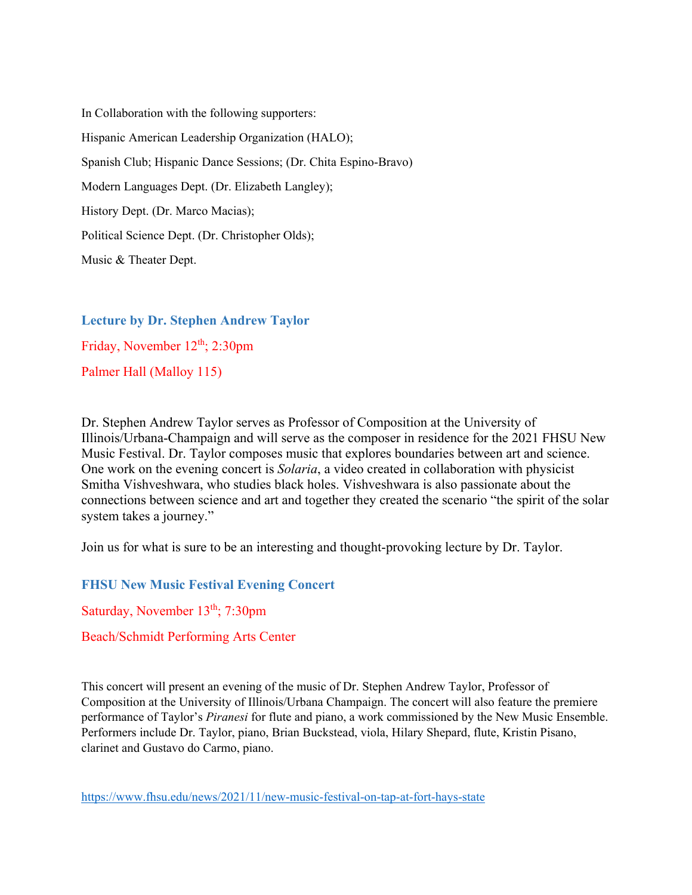In Collaboration with the following supporters:

Hispanic American Leadership Organization (HALO);

Spanish Club; Hispanic Dance Sessions; (Dr. Chita Espino-Bravo)

Modern Languages Dept. (Dr. Elizabeth Langley);

History Dept. (Dr. Marco Macias);

Political Science Dept. (Dr. Christopher Olds);

Music & Theater Dept.

### Lecture by Dr. Stephen Andrew Taylor

Friday, November 12th; 2:30pm

Palmer Hall (Malloy 115)

Dr. Stephen Andrew Taylor serves as Professor of Composition at the University of Illinois/Urbana-Champaign and will serve as the composer in residence for the 2021 FHSU New Music Festival. Dr. Taylor composes music that explores boundaries between art and science. One work on the evening concert is *Solaria*, a video created in collaboration with physicist Smitha Vishveshwara, who studies black holes. Vishveshwara is also passionate about the connections between science and art and together they created the scenario "the spirit of the solar system takes a journey."

Join us for what is sure to be an interesting and thought-provoking lecture by Dr. Taylor.

### FHSU New Music Festival Evening Concert

Saturday, November 13th; 7:30pm

Beach/Schmidt Performing Arts Center

This concert will present an evening of the music of Dr. Stephen Andrew Taylor, Professor of Composition at the University of Illinois/Urbana Champaign. The concert will also feature the premiere performance of Taylor's *Piranesi* for flute and piano, a work commissioned by the New Music Ensemble. Performers include Dr. Taylor, piano, Brian Buckstead, viola, Hilary Shepard, flute, Kristin Pisano, clarinet and Gustavo do Carmo, piano.

https://www.fhsu.edu/news/2021/11/new-music-festival-on-tap-at-fort-hays-state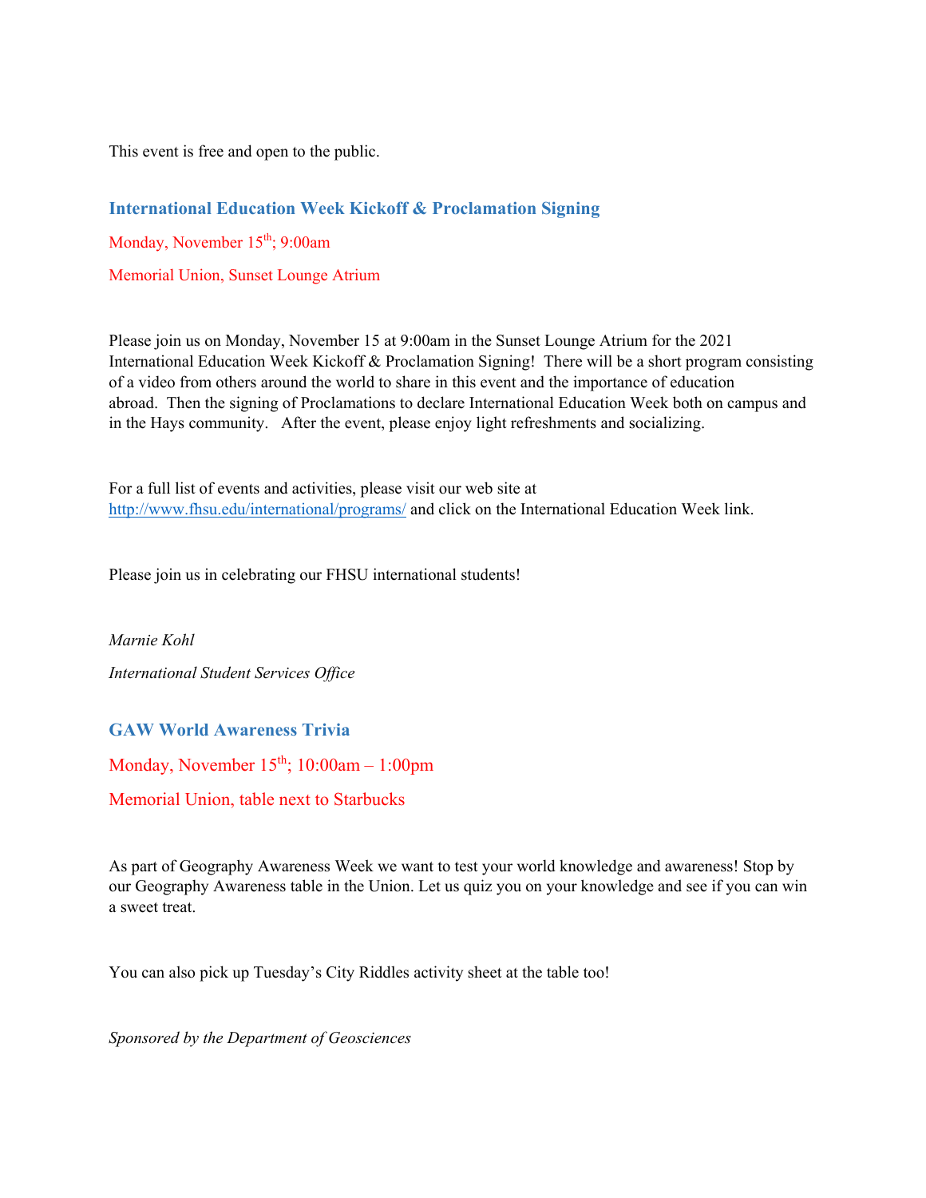This event is free and open to the public.

### International Education Week Kickoff & Proclamation Signing

Monday, November 15th; 9:00am

Memorial Union, Sunset Lounge Atrium

Please join us on Monday, November 15 at 9:00am in the Sunset Lounge Atrium for the 2021 International Education Week Kickoff & Proclamation Signing! There will be a short program consisting of a video from others around the world to share in this event and the importance of education abroad. Then the signing of Proclamations to declare International Education Week both on campus and in the Hays community. After the event, please enjoy light refreshments and socializing.

For a full list of events and activities, please visit our web site at [http://www.fhsu.edu/international/programs/](http://www.fhsu.edu/international/programs/) and click on the International Education Week link.

Please join us in celebrating our FHSU international students!

*Marnie Kohl*

*International Student Services Office*

### GAW World Awareness Trivia

Monday, November 15th; 10:00am – 1:00pm

Memorial Union, table next to Starbucks

As part of Geography Awareness Week we want to test your world knowledge and awareness! Stop by our Geography Awareness table in the Union. Let us quiz you on your knowledge and see if you can win a sweet treat.

You can also pick up Tuesday's City Riddles activity sheet at the table too!

*Sponsored by the Department of Geosciences*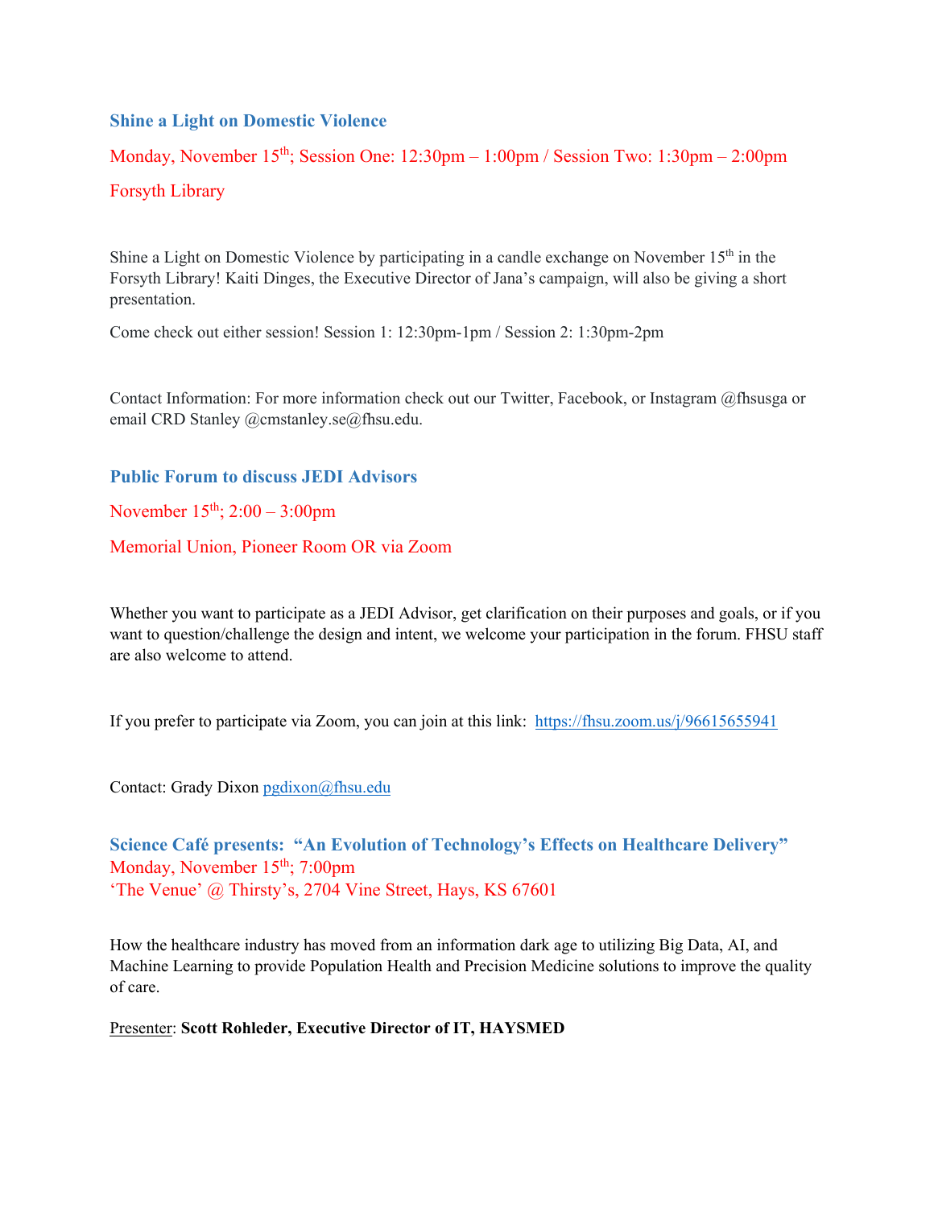### Shine a Light on Domestic Violence

Monday, November 15th; Session One: 12:30pm – 1:00pm / Session Two: 1:30pm – 2:00pm

Forsyth Library

Shine a Light on Domestic Violence by participating in a candle exchange on November 15th in the Forsyth Library! Kaiti Dinges, the Executive Director of Jana's campaign, will also be giving a short presentation.

Come check out either session! Session 1: 12:30pm-1pm / Session 2: 1:30pm-2pm

Contact Information: For more information check out our Twitter, Facebook, or Instagram @fhsusga or email CRD Stanley @cmstanley.se@fhsu.edu.

### Public Forum to discuss JEDI Advisors

November 15th; 2:00 – 3:00pm

Memorial Union, Pioneer Room OR via Zoom

Whether you want to participate as a JEDI Advisor, get clarification on their purposes and goals, or if you want to question/challenge the design and intent, we welcome your participation in the forum. FHSU staff are also welcome to attend.

If you prefer to participate via Zoom, you can join at this link: [https://fhsu.zoom.us/j/96615655941](https://fhsu.zoom.us/j/96615655941)

Contact: Grady Dixon [pgdixon@fhsu.edu](mailto:pgdixon@fhsu.edu)

### Science Café presents: "An Evolution of Technology's Effects on Healthcare Delivery"

Monday, November 15th; 7:00pm
'The Venue' @ Thirsty's, 2704 Vine Street, Hays, KS 67601

How the healthcare industry has moved from an information dark age to utilizing Big Data, AI, and Machine Learning to provide Population Health and Precision Medicine solutions to improve the quality of care.

Presenter: **Scott Rohleder, Executive Director of IT, HAYSMED**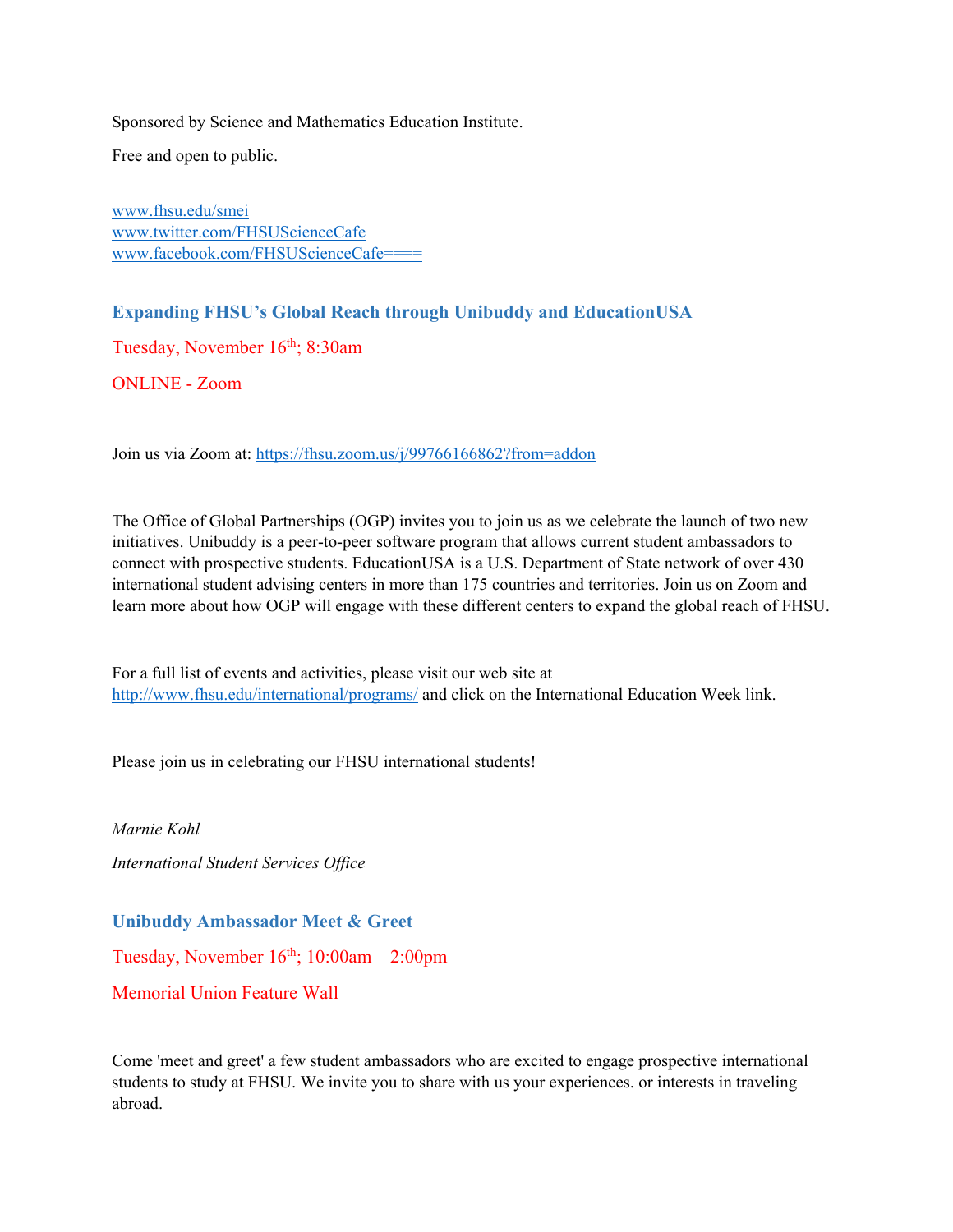Sponsored by Science and Mathematics Education Institute.

Free and open to public.

www.fhsu.edu/smei
www.twitter.com/FHSUScienceCafe
www.facebook.com/FHSUScienceCafe====

### Expanding FHSU's Global Reach through Unibuddy and EducationUSA

Tuesday, November 16th; 8:30am

ONLINE - Zoom

Join us via Zoom at: https://fhsu.zoom.us/j/99766166862?from=addon

The Office of Global Partnerships (OGP) invites you to join us as we celebrate the launch of two new initiatives. Unibuddy is a peer-to-peer software program that allows current student ambassadors to connect with prospective students. EducationUSA is a U.S. Department of State network of over 430 international student advising centers in more than 175 countries and territories. Join us on Zoom and learn more about how OGP will engage with these different centers to expand the global reach of FHSU.

For a full list of events and activities, please visit our web site at http://www.fhsu.edu/international/programs/ and click on the International Education Week link.

Please join us in celebrating our FHSU international students!

*Marnie Kohl*

*International Student Services Office*

### Unibuddy Ambassador Meet & Greet

Tuesday, November 16th; 10:00am – 2:00pm

Memorial Union Feature Wall

Come 'meet and greet' a few student ambassadors who are excited to engage prospective international students to study at FHSU. We invite you to share with us your experiences. or interests in traveling abroad.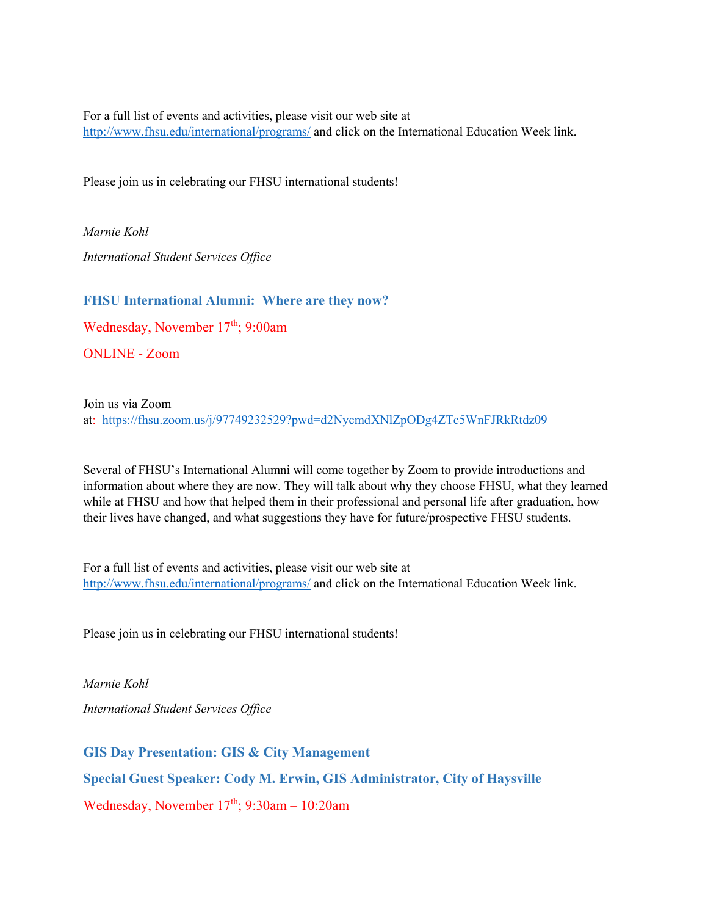For a full list of events and activities, please visit our web site at http://www.fhsu.edu/international/programs/ and click on the International Education Week link.

Please join us in celebrating our FHSU international students!

*Marnie Kohl*

*International Student Services Office*

### FHSU International Alumni:  Where are they now?

Wednesday, November 17th; 9:00am

ONLINE - Zoom

Join us via Zoom at:  https://fhsu.zoom.us/j/97749232529?pwd=d2NycmdXNlZpODg4ZTc5WnFJRkRtdz09

Several of FHSU's International Alumni will come together by Zoom to provide introductions and information about where they are now. They will talk about why they choose FHSU, what they learned while at FHSU and how that helped them in their professional and personal life after graduation, how their lives have changed, and what suggestions they have for future/prospective FHSU students.

For a full list of events and activities, please visit our web site at http://www.fhsu.edu/international/programs/ and click on the International Education Week link.

Please join us in celebrating our FHSU international students!

*Marnie Kohl*

*International Student Services Office*

### GIS Day Presentation: GIS & City Management

### Special Guest Speaker: Cody M. Erwin, GIS Administrator, City of Haysville

Wednesday, November 17th; 9:30am – 10:20am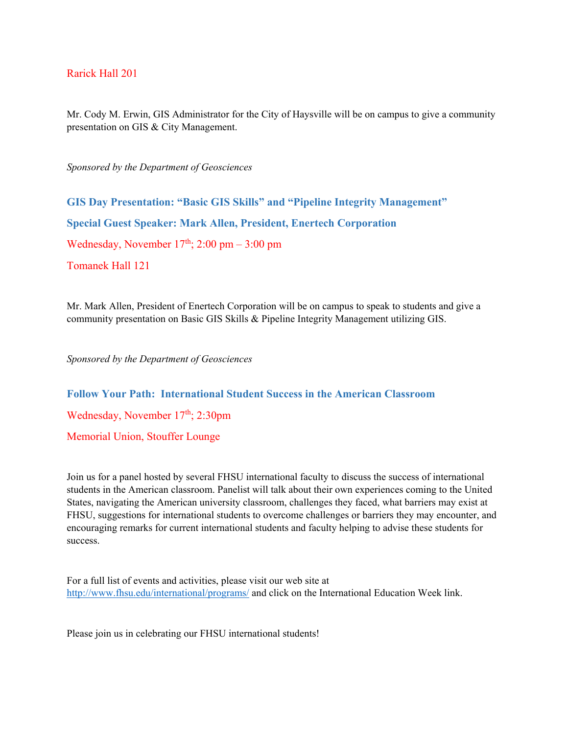Rarick Hall 201

Mr. Cody M. Erwin, GIS Administrator for the City of Haysville will be on campus to give a community presentation on GIS & City Management.

*Sponsored by the Department of Geosciences*

**GIS Day Presentation: "Basic GIS Skills" and "Pipeline Integrity Management"**

**Special Guest Speaker: Mark Allen, President, Enertech Corporation**

Wednesday, November 17th; 2:00 pm – 3:00 pm

Tomanek Hall 121

Mr. Mark Allen, President of Enertech Corporation will be on campus to speak to students and give a community presentation on Basic GIS Skills & Pipeline Integrity Management utilizing GIS.

*Sponsored by the Department of Geosciences*

**Follow Your Path: International Student Success in the American Classroom**

Wednesday, November 17th; 2:30pm

Memorial Union, Stouffer Lounge

Join us for a panel hosted by several FHSU international faculty to discuss the success of international students in the American classroom. Panelist will talk about their own experiences coming to the United States, navigating the American university classroom, challenges they faced, what barriers may exist at FHSU, suggestions for international students to overcome challenges or barriers they may encounter, and encouraging remarks for current international students and faculty helping to advise these students for success.

For a full list of events and activities, please visit our web site at http://www.fhsu.edu/international/programs/ and click on the International Education Week link.

Please join us in celebrating our FHSU international students!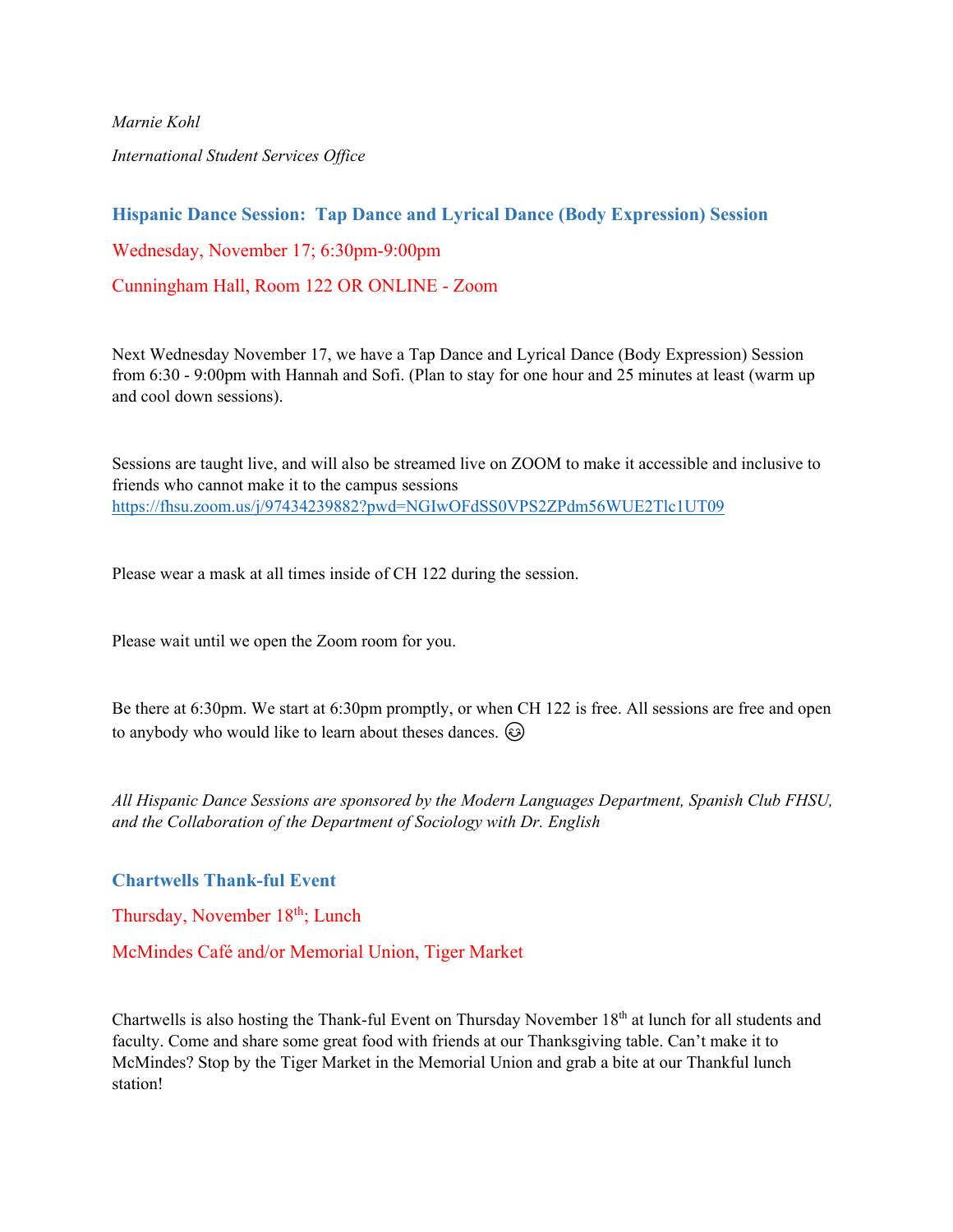*Marnie Kohl*

*International Student Services Office*

### Hispanic Dance Session: Tap Dance and Lyrical Dance (Body Expression) Session

Wednesday, November 17; 6:30pm-9:00pm

Cunningham Hall, Room 122 OR ONLINE - Zoom

Next Wednesday November 17, we have a Tap Dance and Lyrical Dance (Body Expression) Session from 6:30 - 9:00pm with Hannah and Sofi. (Plan to stay for one hour and 25 minutes at least (warm up and cool down sessions).

Sessions are taught live, and will also be streamed live on ZOOM to make it accessible and inclusive to friends who cannot make it to the campus sessions https://fhsu.zoom.us/j/97434239882?pwd=NGIwOFdSS0VPS2ZPdm56WUE2Tlc1UT09

Please wear a mask at all times inside of CH 122 during the session.

Please wait until we open the Zoom room for you.

Be there at 6:30pm. We start at 6:30pm promptly, or when CH 122 is free. All sessions are free and open to anybody who would like to learn about theses dances. 😉

*All Hispanic Dance Sessions are sponsored by the Modern Languages Department, Spanish Club FHSU, and the Collaboration of the Department of Sociology with Dr. English*

### Chartwells Thank-ful Event

Thursday, November 18th; Lunch

McMindes Café and/or Memorial Union, Tiger Market

Chartwells is also hosting the Thank-ful Event on Thursday November 18th at lunch for all students and faculty. Come and share some great food with friends at our Thanksgiving table. Can't make it to McMindes? Stop by the Tiger Market in the Memorial Union and grab a bite at our Thankful lunch station!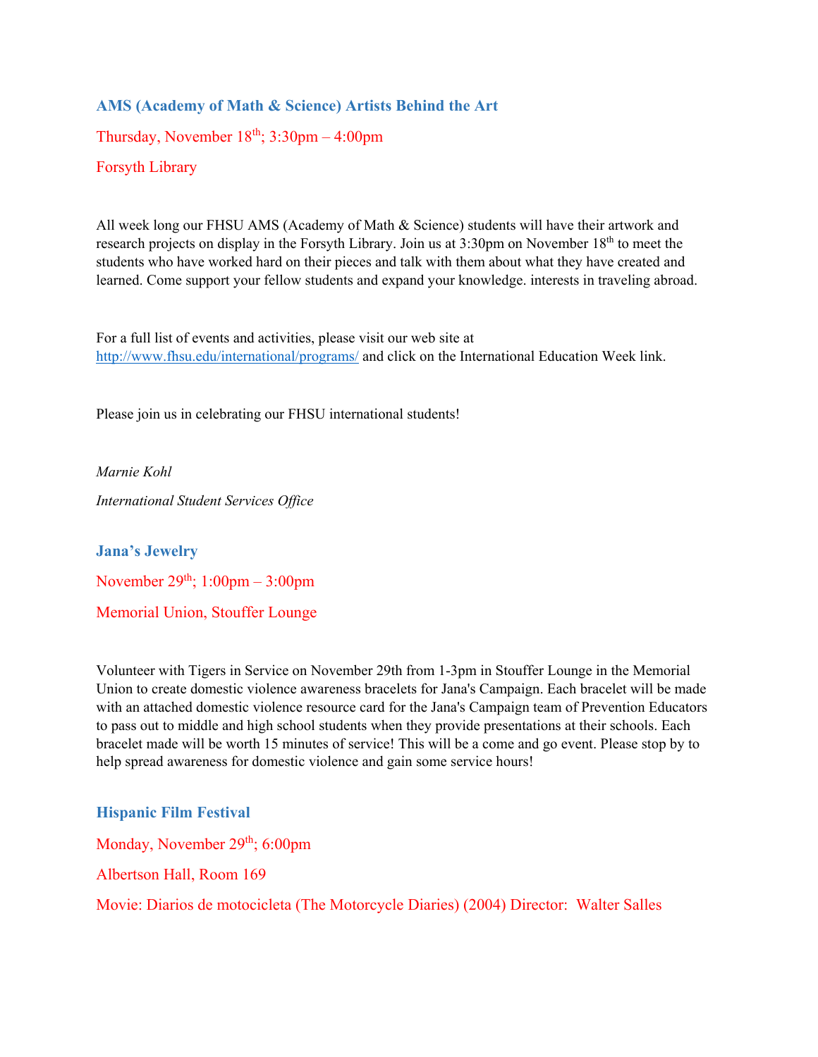### AMS (Academy of Math & Science) Artists Behind the Art

Thursday, November 18th; 3:30pm – 4:00pm

Forsyth Library

All week long our FHSU AMS (Academy of Math & Science) students will have their artwork and research projects on display in the Forsyth Library. Join us at 3:30pm on November 18th to meet the students who have worked hard on their pieces and talk with them about what they have created and learned. Come support your fellow students and expand your knowledge. interests in traveling abroad.

For a full list of events and activities, please visit our web site at http://www.fhsu.edu/international/programs/ and click on the International Education Week link.

Please join us in celebrating our FHSU international students!

*Marnie Kohl*

*International Student Services Office*

### Jana's Jewelry

November 29th; 1:00pm – 3:00pm

Memorial Union, Stouffer Lounge

Volunteer with Tigers in Service on November 29th from 1-3pm in Stouffer Lounge in the Memorial Union to create domestic violence awareness bracelets for Jana's Campaign. Each bracelet will be made with an attached domestic violence resource card for the Jana's Campaign team of Prevention Educators to pass out to middle and high school students when they provide presentations at their schools. Each bracelet made will be worth 15 minutes of service! This will be a come and go event. Please stop by to help spread awareness for domestic violence and gain some service hours!

### Hispanic Film Festival

Monday, November 29th; 6:00pm

Albertson Hall, Room 169

Movie: Diarios de motocicleta (The Motorcycle Diaries) (2004) Director: Walter Salles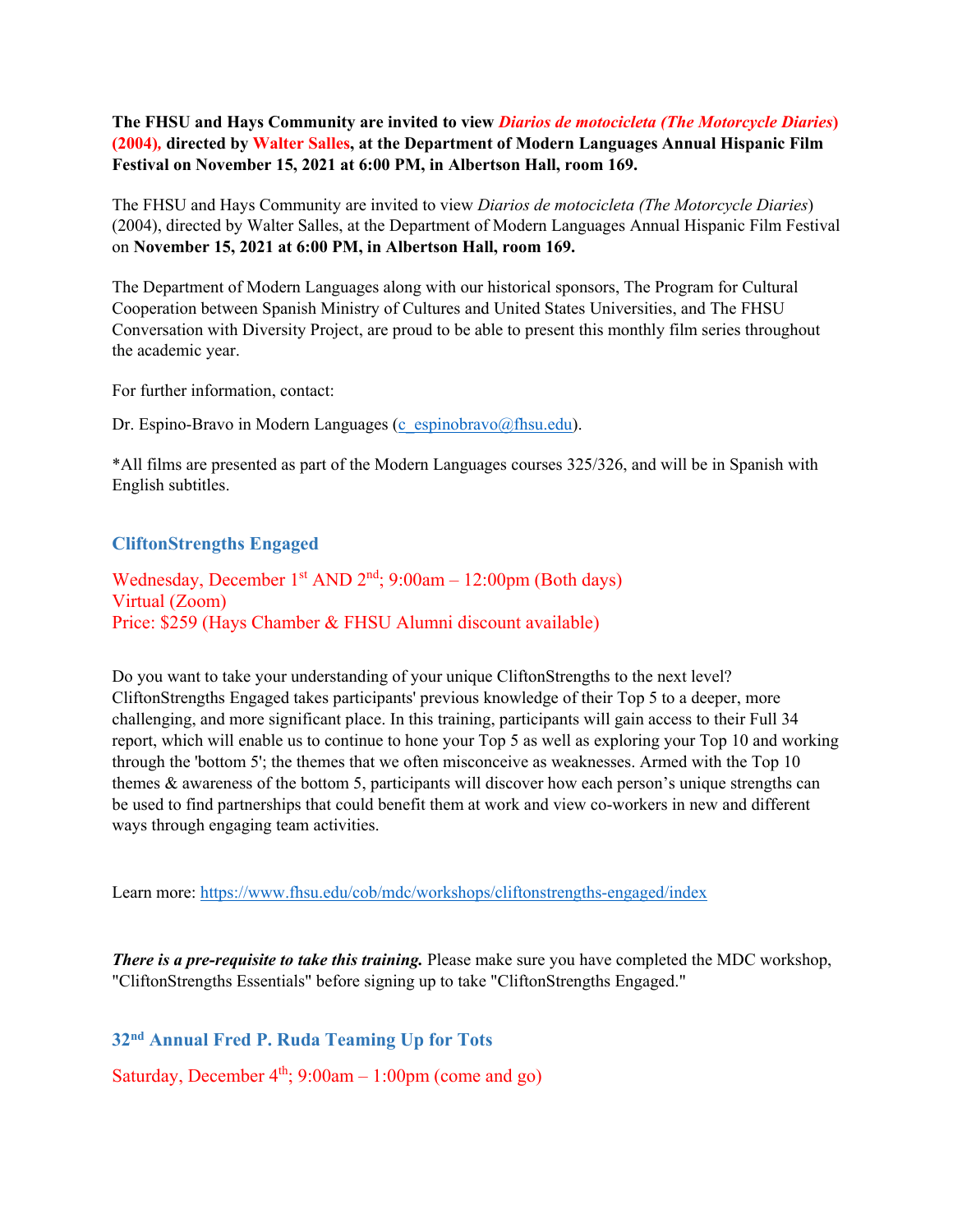**The FHSU and Hays Community are invited to view *Diarios de motocicleta (The Motorcycle Diaries)* (2004), directed by Walter Salles, at the Department of Modern Languages Annual Hispanic Film Festival on November 15, 2021 at 6:00 PM, in Albertson Hall, room 169.**

The FHSU and Hays Community are invited to view *Diarios de motocicleta (The Motorcycle Diaries*) (2004), directed by Walter Salles, at the Department of Modern Languages Annual Hispanic Film Festival on **November 15, 2021 at 6:00 PM, in Albertson Hall, room 169.**

The Department of Modern Languages along with our historical sponsors, The Program for Cultural Cooperation between Spanish Ministry of Cultures and United States Universities, and The FHSU Conversation with Diversity Project, are proud to be able to present this monthly film series throughout the academic year.

For further information, contact:

Dr. Espino-Bravo in Modern Languages (c_espinobravo@fhsu.edu).

*All films are presented as part of the Modern Languages courses 325/326, and will be in Spanish with English subtitles.

### CliftonStrengths Engaged

Wednesday, December 1st AND 2nd; 9:00am – 12:00pm (Both days)
Virtual (Zoom)
Price: $259 (Hays Chamber & FHSU Alumni discount available)

Do you want to take your understanding of your unique CliftonStrengths to the next level? CliftonStrengths Engaged takes participants' previous knowledge of their Top 5 to a deeper, more challenging, and more significant place. In this training, participants will gain access to their Full 34 report, which will enable us to continue to hone your Top 5 as well as exploring your Top 10 and working through the 'bottom 5'; the themes that we often misconceive as weaknesses. Armed with the Top 10 themes & awareness of the bottom 5, participants will discover how each person's unique strengths can be used to find partnerships that could benefit them at work and view co-workers in new and different ways through engaging team activities.

Learn more: https://www.fhsu.edu/cob/mdc/workshops/cliftonstrengths-engaged/index

***There is a pre-requisite to take this training.*** Please make sure you have completed the MDC workshop, "CliftonStrengths Essentials" before signing up to take "CliftonStrengths Engaged."

### 32nd Annual Fred P. Ruda Teaming Up for Tots

Saturday, December 4th; 9:00am – 1:00pm (come and go)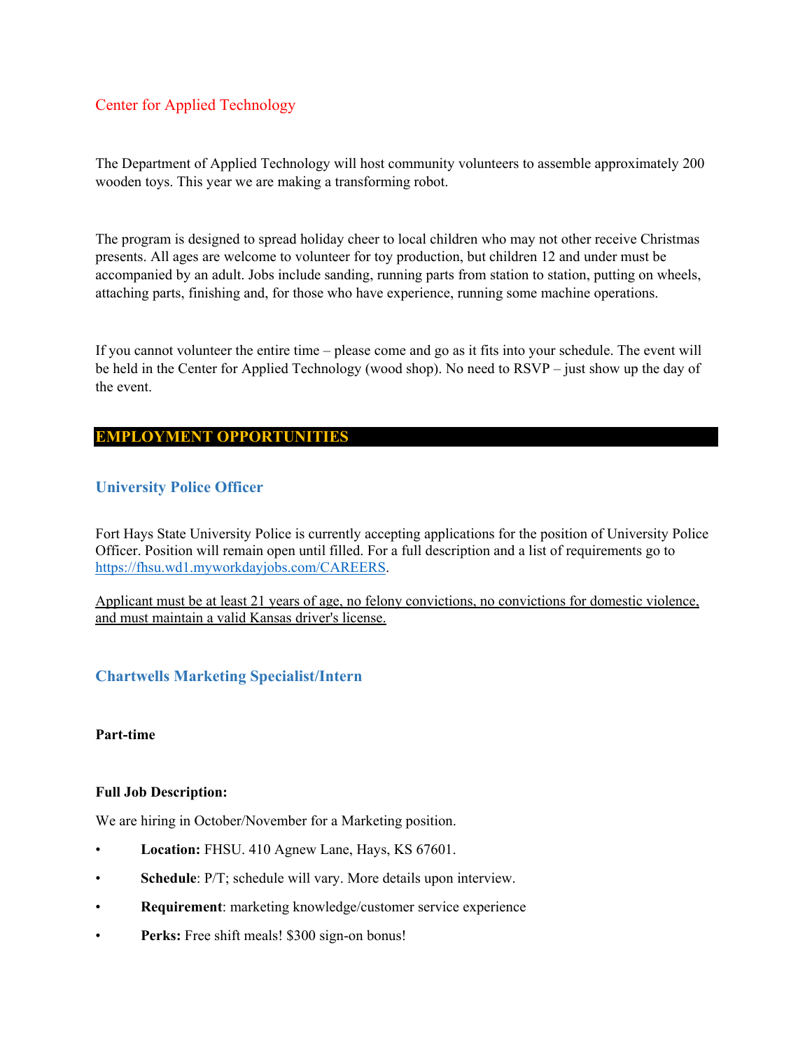## Center for Applied Technology

The Department of Applied Technology will host community volunteers to assemble approximately 200 wooden toys. This year we are making a transforming robot.

The program is designed to spread holiday cheer to local children who may not other receive Christmas presents. All ages are welcome to volunteer for toy production, but children 12 and under must be accompanied by an adult. Jobs include sanding, running parts from station to station, putting on wheels, attaching parts, finishing and, for those who have experience, running some machine operations.

If you cannot volunteer the entire time – please come and go as it fits into your schedule. The event will be held in the Center for Applied Technology (wood shop). No need to RSVP – just show up the day of the event.

# EMPLOYMENT OPPORTUNITIES

### University Police Officer

Fort Hays State University Police is currently accepting applications for the position of University Police Officer. Position will remain open until filled. For a full description and a list of requirements go to https://fhsu.wd1.myworkdayjobs.com/CAREERS.

Applicant must be at least 21 years of age, no felony convictions, no convictions for domestic violence, and must maintain a valid Kansas driver's license.

### Chartwells Marketing Specialist/Intern

**Part-time**

**Full Job Description:**

We are hiring in October/November for a Marketing position.

- **Location:** FHSU. 410 Agnew Lane, Hays, KS 67601.
- **Schedule**: P/T; schedule will vary. More details upon interview.
- **Requirement**: marketing knowledge/customer service experience
- **Perks:** Free shift meals! $300 sign-on bonus!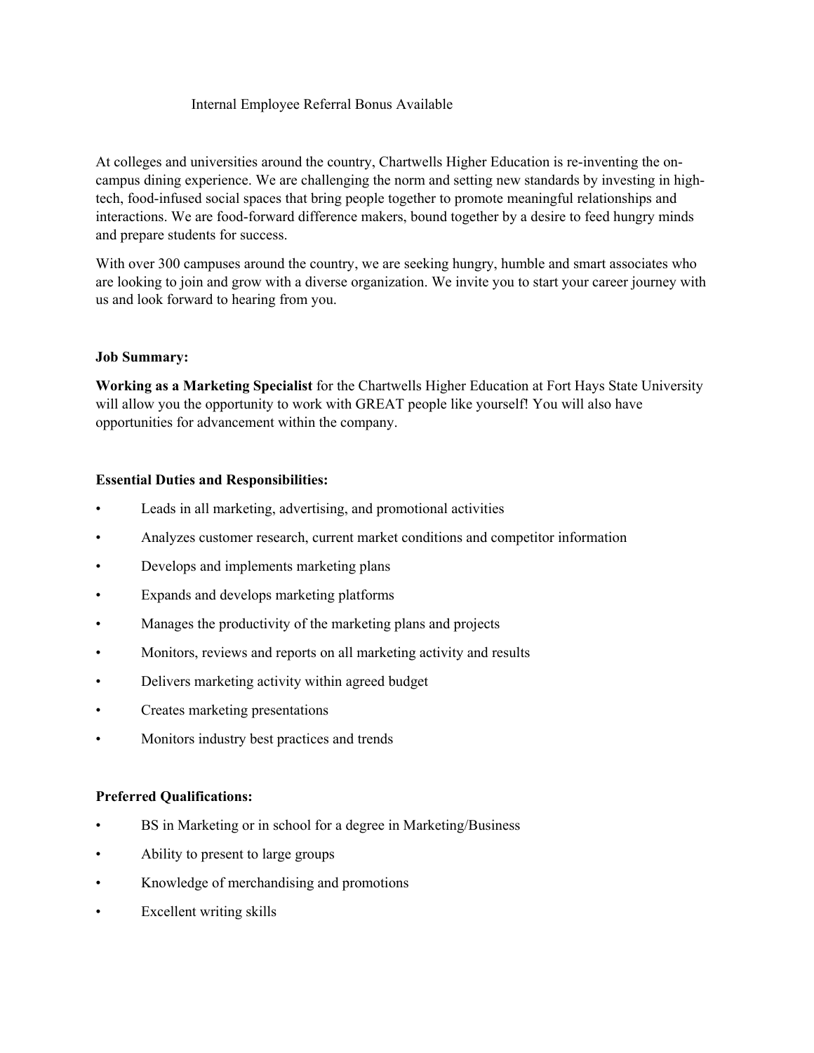Internal Employee Referral Bonus Available

At colleges and universities around the country, Chartwells Higher Education is re-inventing the on-campus dining experience. We are challenging the norm and setting new standards by investing in high-tech, food-infused social spaces that bring people together to promote meaningful relationships and interactions. We are food-forward difference makers, bound together by a desire to feed hungry minds and prepare students for success.

With over 300 campuses around the country, we are seeking hungry, humble and smart associates who are looking to join and grow with a diverse organization. We invite you to start your career journey with us and look forward to hearing from you.

**Job Summary:**

**Working as a Marketing Specialist** for the Chartwells Higher Education at Fort Hays State University will allow you the opportunity to work with GREAT people like yourself! You will also have opportunities for advancement within the company.

**Essential Duties and Responsibilities:**

- Leads in all marketing, advertising, and promotional activities
- Analyzes customer research, current market conditions and competitor information
- Develops and implements marketing plans
- Expands and develops marketing platforms
- Manages the productivity of the marketing plans and projects
- Monitors, reviews and reports on all marketing activity and results
- Delivers marketing activity within agreed budget
- Creates marketing presentations
- Monitors industry best practices and trends

**Preferred Qualifications:**

- BS in Marketing or in school for a degree in Marketing/Business
- Ability to present to large groups
- Knowledge of merchandising and promotions
- Excellent writing skills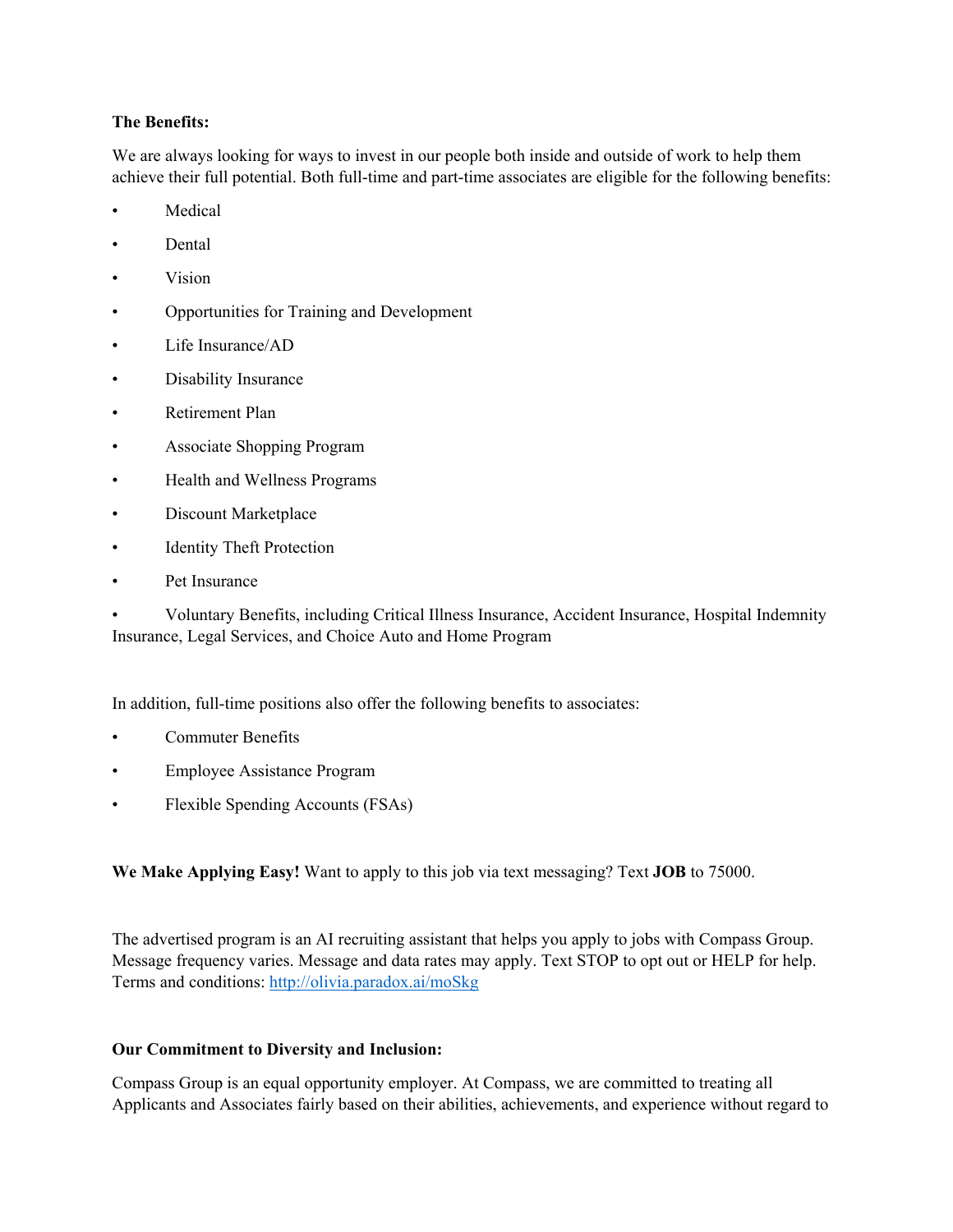**The Benefits:**

We are always looking for ways to invest in our people both inside and outside of work to help them achieve their full potential. Both full-time and part-time associates are eligible for the following benefits:

- Medical
- Dental
- Vision
- Opportunities for Training and Development
- Life Insurance/AD
- Disability Insurance
- Retirement Plan
- Associate Shopping Program
- Health and Wellness Programs
- Discount Marketplace
- Identity Theft Protection
- Pet Insurance
- Voluntary Benefits, including Critical Illness Insurance, Accident Insurance, Hospital Indemnity Insurance, Legal Services, and Choice Auto and Home Program

In addition, full-time positions also offer the following benefits to associates:

- Commuter Benefits
- Employee Assistance Program
- Flexible Spending Accounts (FSAs)

**We Make Applying Easy!** Want to apply to this job via text messaging? Text **JOB** to 75000.

The advertised program is an AI recruiting assistant that helps you apply to jobs with Compass Group. Message frequency varies. Message and data rates may apply. Text STOP to opt out or HELP for help. Terms and conditions: [http://olivia.paradox.ai/moSkg](http://olivia.paradox.ai/moSkg)

**Our Commitment to Diversity and Inclusion:**

Compass Group is an equal opportunity employer. At Compass, we are committed to treating all Applicants and Associates fairly based on their abilities, achievements, and experience without regard to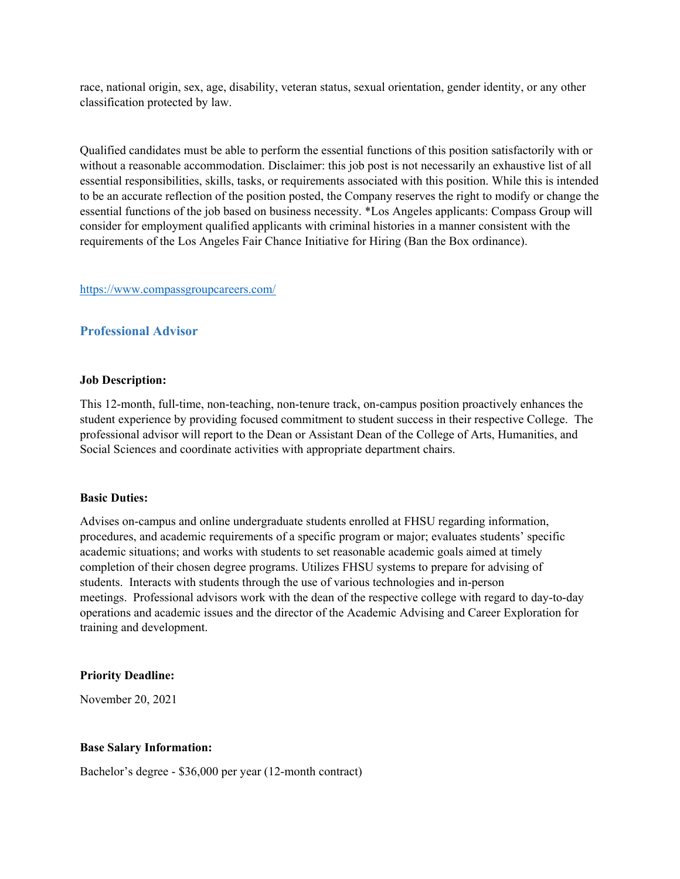race, national origin, sex, age, disability, veteran status, sexual orientation, gender identity, or any other classification protected by law.

Qualified candidates must be able to perform the essential functions of this position satisfactorily with or without a reasonable accommodation. Disclaimer: this job post is not necessarily an exhaustive list of all essential responsibilities, skills, tasks, or requirements associated with this position. While this is intended to be an accurate reflection of the position posted, the Company reserves the right to modify or change the essential functions of the job based on business necessity. *Los Angeles applicants: Compass Group will consider for employment qualified applicants with criminal histories in a manner consistent with the requirements of the Los Angeles Fair Chance Initiative for Hiring (Ban the Box ordinance).

https://www.compassgroupcareers.com/

## Professional Advisor

**Job Description:**

This 12-month, full-time, non-teaching, non-tenure track, on-campus position proactively enhances the student experience by providing focused commitment to student success in their respective College. The professional advisor will report to the Dean or Assistant Dean of the College of Arts, Humanities, and Social Sciences and coordinate activities with appropriate department chairs.

**Basic Duties:**

Advises on-campus and online undergraduate students enrolled at FHSU regarding information, procedures, and academic requirements of a specific program or major; evaluates students' specific academic situations; and works with students to set reasonable academic goals aimed at timely completion of their chosen degree programs. Utilizes FHSU systems to prepare for advising of students. Interacts with students through the use of various technologies and in-person meetings. Professional advisors work with the dean of the respective college with regard to day-to-day operations and academic issues and the director of the Academic Advising and Career Exploration for training and development.

**Priority Deadline:**

November 20, 2021

**Base Salary Information:**

Bachelor's degree - $36,000 per year (12-month contract)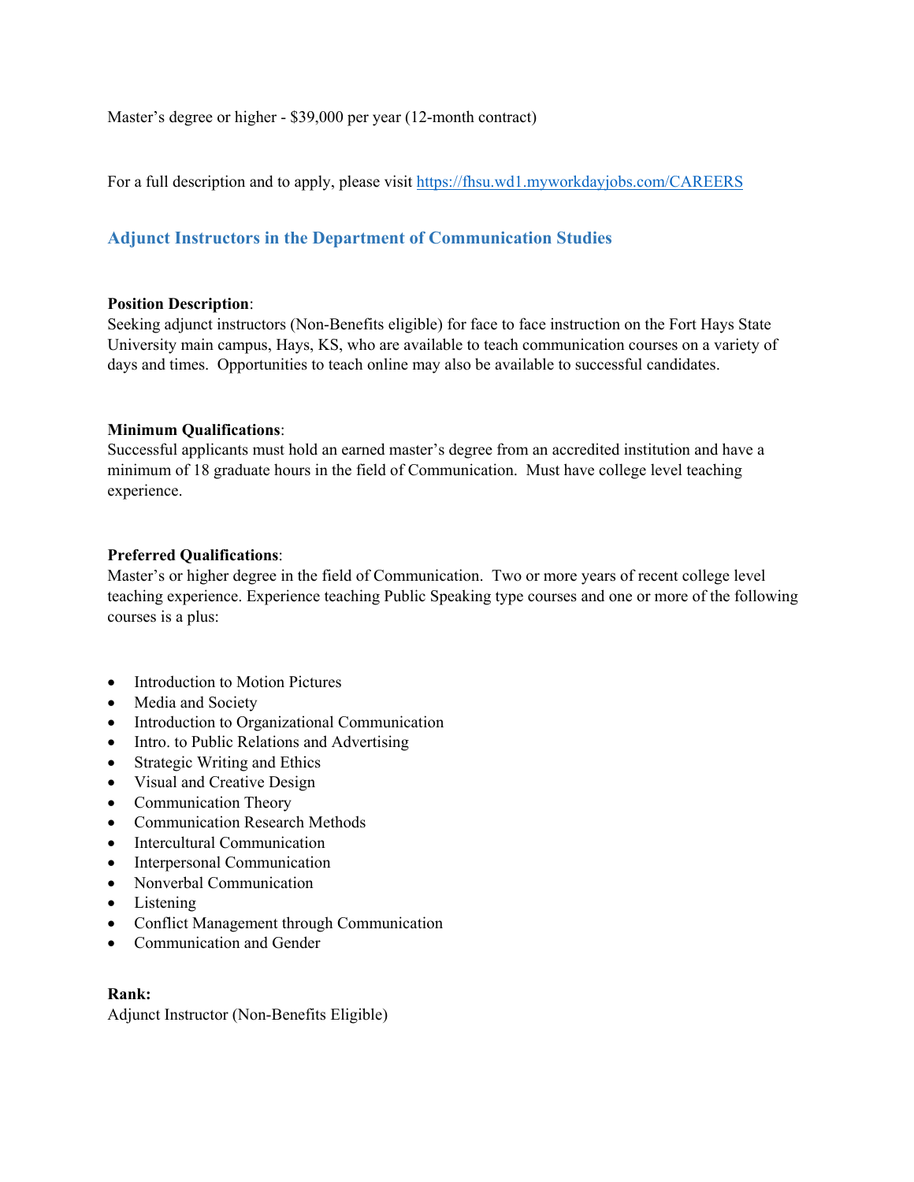Master’s degree or higher - $39,000 per year (12-month contract)

For a full description and to apply, please visit [https://fhsu.wd1.myworkdayjobs.com/CAREERS](https://fhsu.wd1.myworkdayjobs.com/CAREERS)

### Adjunct Instructors in the Department of Communication Studies

**Position Description**:
Seeking adjunct instructors (Non-Benefits eligible) for face to face instruction on the Fort Hays State University main campus, Hays, KS, who are available to teach communication courses on a variety of days and times. Opportunities to teach online may also be available to successful candidates.

**Minimum Qualifications**:
Successful applicants must hold an earned master’s degree from an accredited institution and have a minimum of 18 graduate hours in the field of Communication. Must have college level teaching experience.

**Preferred Qualifications**:
Master’s or higher degree in the field of Communication. Two or more years of recent college level teaching experience. Experience teaching Public Speaking type courses and one or more of the following courses is a plus:

- Introduction to Motion Pictures
- Media and Society
- Introduction to Organizational Communication
- Intro. to Public Relations and Advertising
- Strategic Writing and Ethics
- Visual and Creative Design
- Communication Theory
- Communication Research Methods
- Intercultural Communication
- Interpersonal Communication
- Nonverbal Communication
- Listening
- Conflict Management through Communication
- Communication and Gender

**Rank:**
Adjunct Instructor (Non-Benefits Eligible)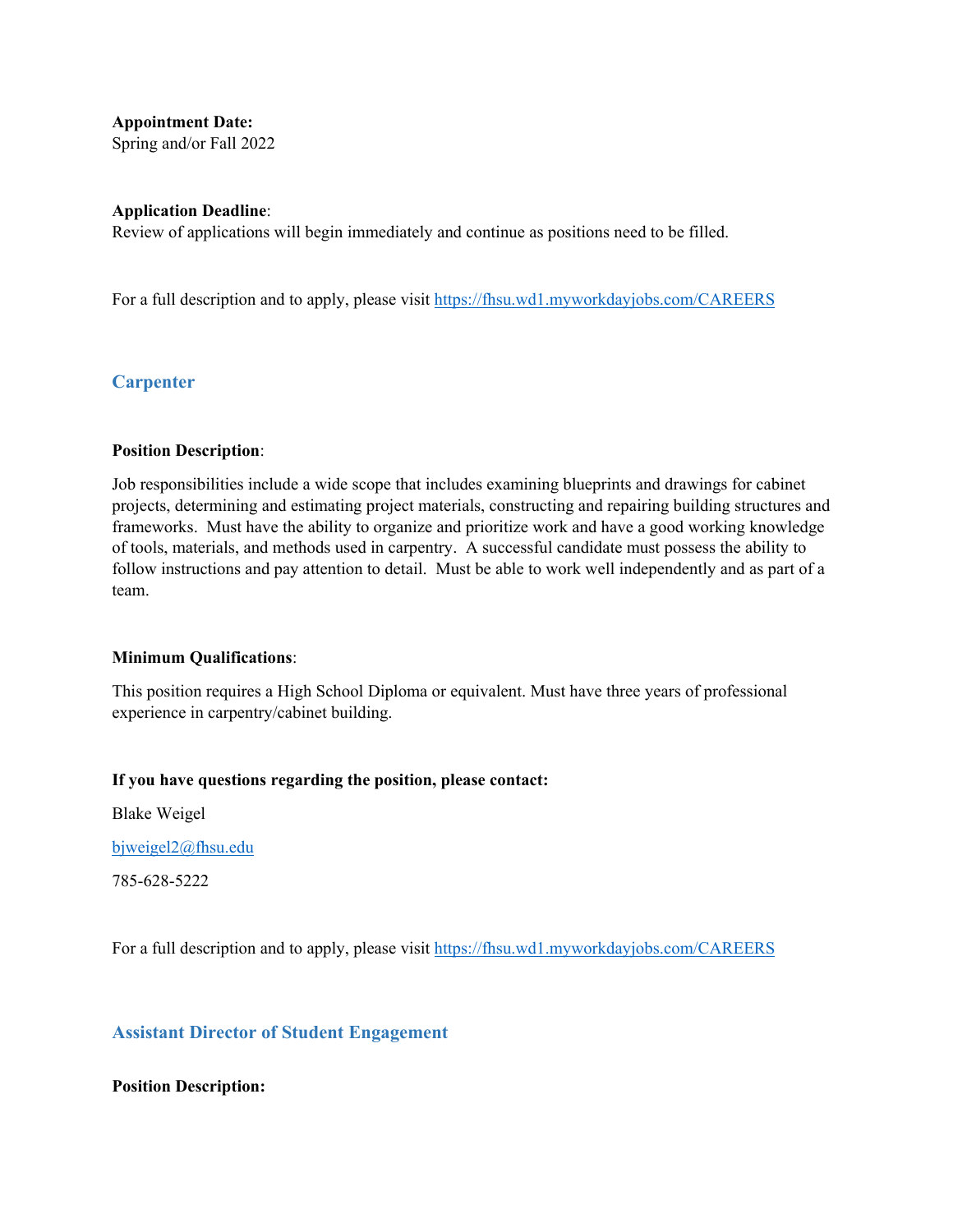**Appointment Date:**
Spring and/or Fall 2022

**Application Deadline**:
Review of applications will begin immediately and continue as positions need to be filled.

For a full description and to apply, please visit https://fhsu.wd1.myworkdayjobs.com/CAREERS

## Carpenter

**Position Description**:

Job responsibilities include a wide scope that includes examining blueprints and drawings for cabinet projects, determining and estimating project materials, constructing and repairing building structures and frameworks. Must have the ability to organize and prioritize work and have a good working knowledge of tools, materials, and methods used in carpentry. A successful candidate must possess the ability to follow instructions and pay attention to detail. Must be able to work well independently and as part of a team.

**Minimum Qualifications**:

This position requires a High School Diploma or equivalent. Must have three years of professional experience in carpentry/cabinet building.

**If you have questions regarding the position, please contact:**

Blake Weigel

bjweigel2@fhsu.edu

785-628-5222

For a full description and to apply, please visit https://fhsu.wd1.myworkdayjobs.com/CAREERS

## Assistant Director of Student Engagement

**Position Description:**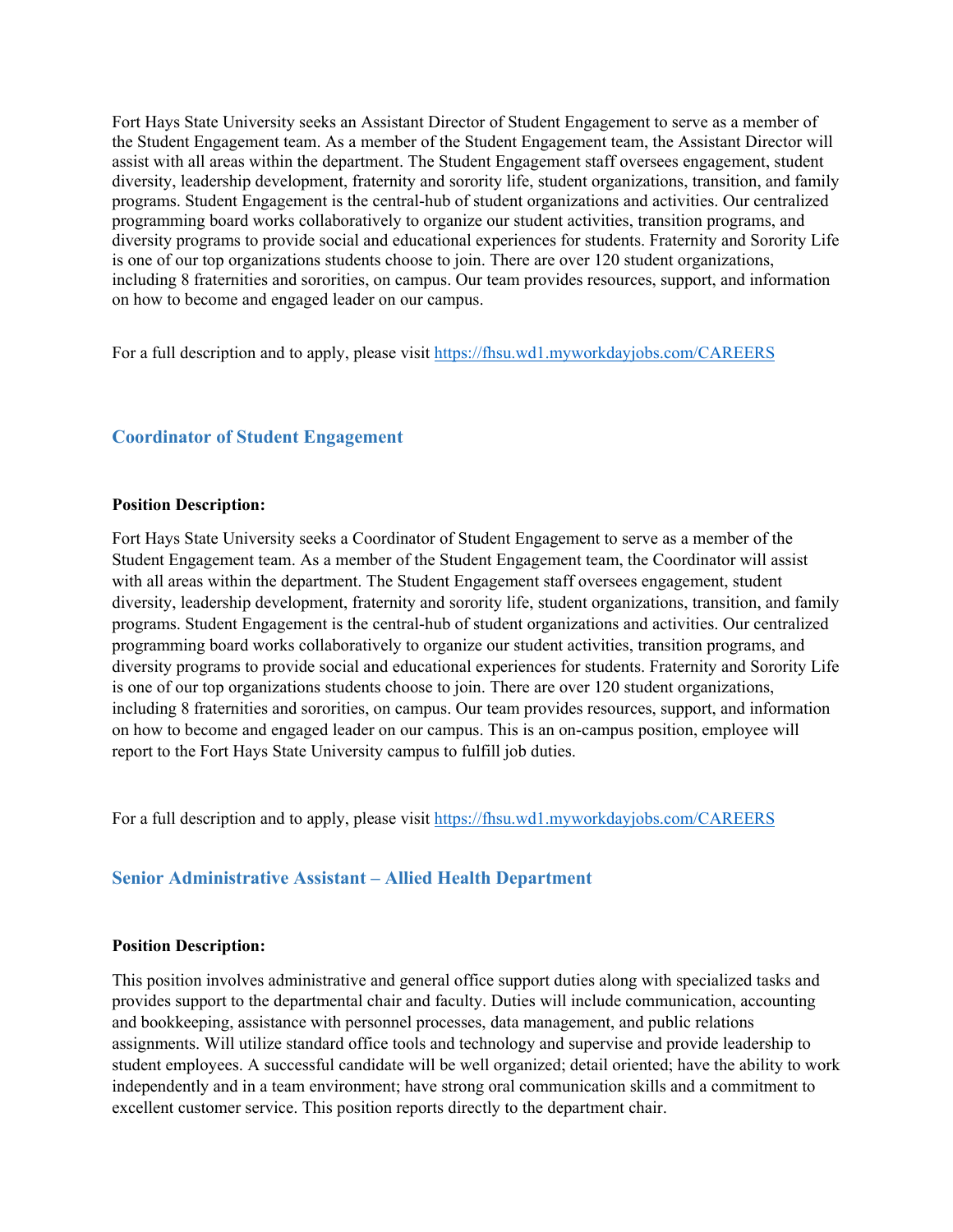Fort Hays State University seeks an Assistant Director of Student Engagement to serve as a member of the Student Engagement team. As a member of the Student Engagement team, the Assistant Director will assist with all areas within the department. The Student Engagement staff oversees engagement, student diversity, leadership development, fraternity and sorority life, student organizations, transition, and family programs. Student Engagement is the central-hub of student organizations and activities. Our centralized programming board works collaboratively to organize our student activities, transition programs, and diversity programs to provide social and educational experiences for students. Fraternity and Sorority Life is one of our top organizations students choose to join. There are over 120 student organizations, including 8 fraternities and sororities, on campus. Our team provides resources, support, and information on how to become and engaged leader on our campus.

For a full description and to apply, please visit https://fhsu.wd1.myworkdayjobs.com/CAREERS

## Coordinator of Student Engagement

**Position Description:**

Fort Hays State University seeks a Coordinator of Student Engagement to serve as a member of the Student Engagement team. As a member of the Student Engagement team, the Coordinator will assist with all areas within the department. The Student Engagement staff oversees engagement, student diversity, leadership development, fraternity and sorority life, student organizations, transition, and family programs. Student Engagement is the central-hub of student organizations and activities. Our centralized programming board works collaboratively to organize our student activities, transition programs, and diversity programs to provide social and educational experiences for students. Fraternity and Sorority Life is one of our top organizations students choose to join. There are over 120 student organizations, including 8 fraternities and sororities, on campus. Our team provides resources, support, and information on how to become and engaged leader on our campus. This is an on-campus position, employee will report to the Fort Hays State University campus to fulfill job duties.

For a full description and to apply, please visit https://fhsu.wd1.myworkdayjobs.com/CAREERS

## Senior Administrative Assistant – Allied Health Department

**Position Description:**

This position involves administrative and general office support duties along with specialized tasks and provides support to the departmental chair and faculty. Duties will include communication, accounting and bookkeeping, assistance with personnel processes, data management, and public relations assignments. Will utilize standard office tools and technology and supervise and provide leadership to student employees. A successful candidate will be well organized; detail oriented; have the ability to work independently and in a team environment; have strong oral communication skills and a commitment to excellent customer service. This position reports directly to the department chair.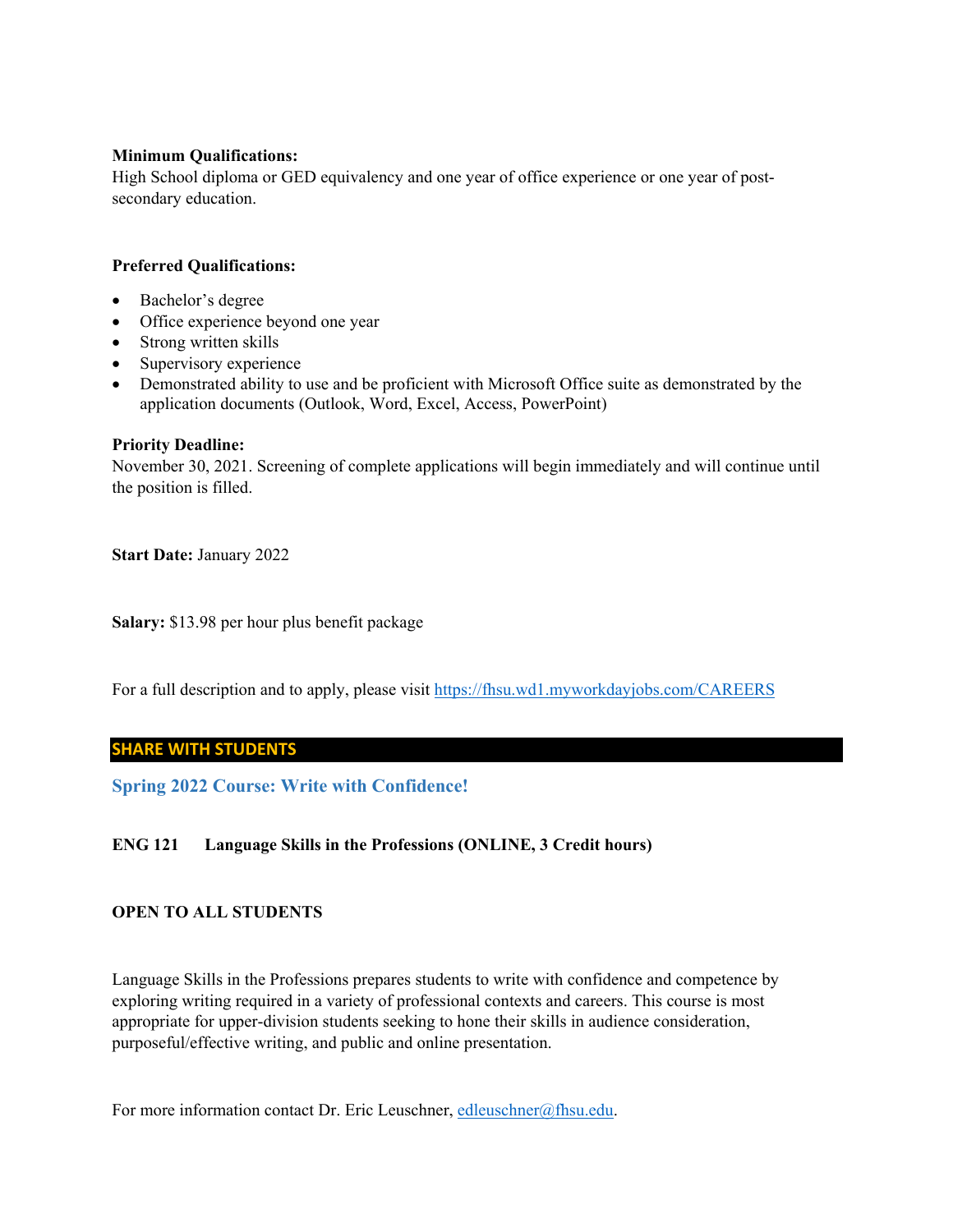**Minimum Qualifications:**
High School diploma or GED equivalency and one year of office experience or one year of post-secondary education.

**Preferred Qualifications:**

- Bachelor's degree
- Office experience beyond one year
- Strong written skills
- Supervisory experience
- Demonstrated ability to use and be proficient with Microsoft Office suite as demonstrated by the application documents (Outlook, Word, Excel, Access, PowerPoint)

**Priority Deadline:**
November 30, 2021. Screening of complete applications will begin immediately and will continue until the position is filled.

**Start Date:** January 2022

**Salary:** $13.98 per hour plus benefit package

For a full description and to apply, please visit https://fhsu.wd1.myworkdayjobs.com/CAREERS

## SHARE WITH STUDENTS

### Spring 2022 Course: Write with Confidence!

**ENG 121 Language Skills in the Professions (ONLINE, 3 Credit hours)**

**OPEN TO ALL STUDENTS**

Language Skills in the Professions prepares students to write with confidence and competence by exploring writing required in a variety of professional contexts and careers. This course is most appropriate for upper-division students seeking to hone their skills in audience consideration, purposeful/effective writing, and public and online presentation.

For more information contact Dr. Eric Leuschner, edleuschner@fhsu.edu.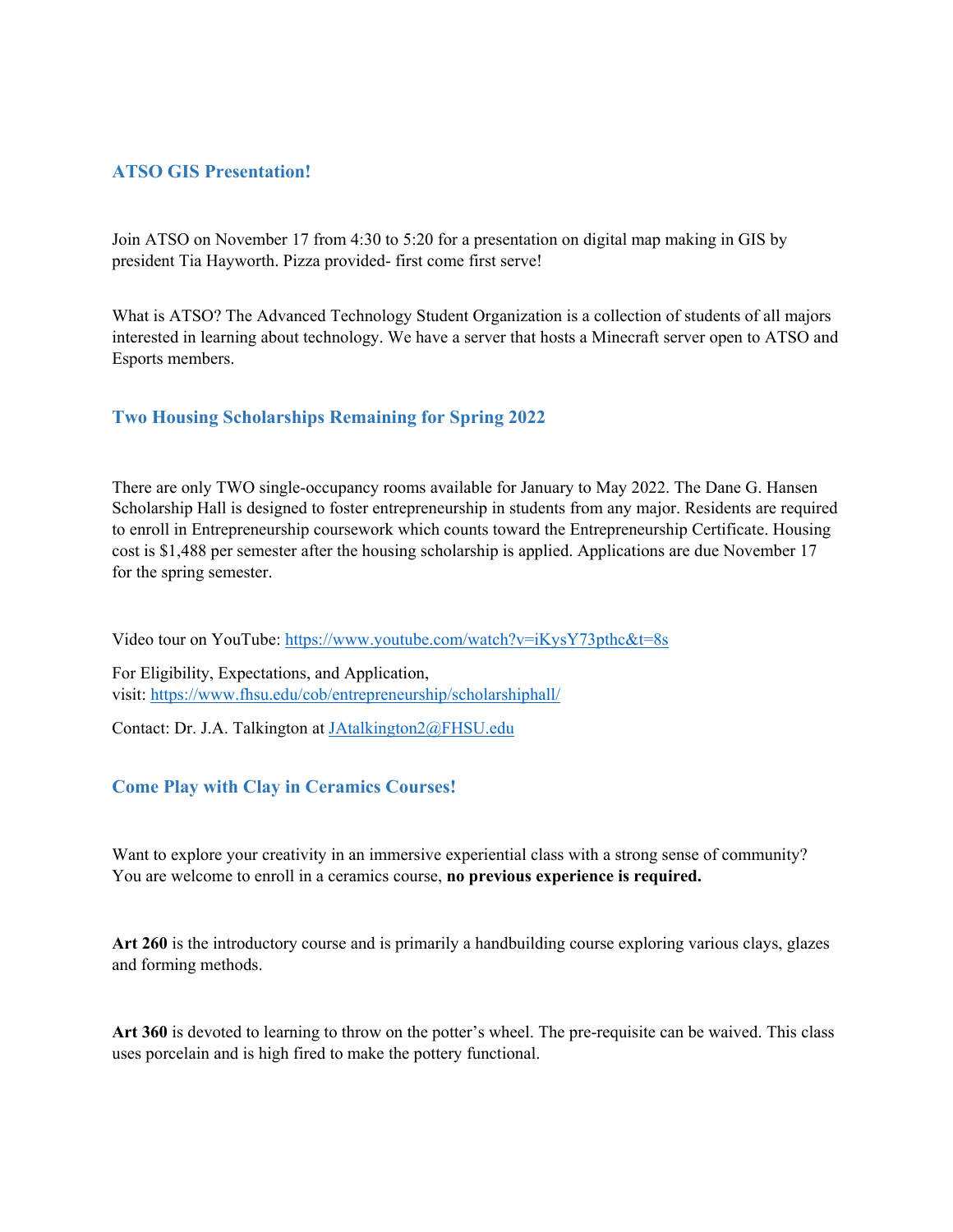## ATSO GIS Presentation!

Join ATSO on November 17 from 4:30 to 5:20 for a presentation on digital map making in GIS by president Tia Hayworth. Pizza provided- first come first serve!

What is ATSO? The Advanced Technology Student Organization is a collection of students of all majors interested in learning about technology. We have a server that hosts a Minecraft server open to ATSO and Esports members.

## Two Housing Scholarships Remaining for Spring 2022

There are only TWO single-occupancy rooms available for January to May 2022. The Dane G. Hansen Scholarship Hall is designed to foster entrepreneurship in students from any major. Residents are required to enroll in Entrepreneurship coursework which counts toward the Entrepreneurship Certificate. Housing cost is $1,488 per semester after the housing scholarship is applied. Applications are due November 17 for the spring semester.

Video tour on YouTube: https://www.youtube.com/watch?v=iKysY73pthc&t=8s

For Eligibility, Expectations, and Application, visit: https://www.fhsu.edu/cob/entrepreneurship/scholarshiphall/

Contact: Dr. J.A. Talkington at JAtalkington2@FHSU.edu

## Come Play with Clay in Ceramics Courses!

Want to explore your creativity in an immersive experiential class with a strong sense of community? You are welcome to enroll in a ceramics course, **no previous experience is required.**

**Art 260** is the introductory course and is primarily a handbuilding course exploring various clays, glazes and forming methods.

**Art 360** is devoted to learning to throw on the potter's wheel. The pre-requisite can be waived. This class uses porcelain and is high fired to make the pottery functional.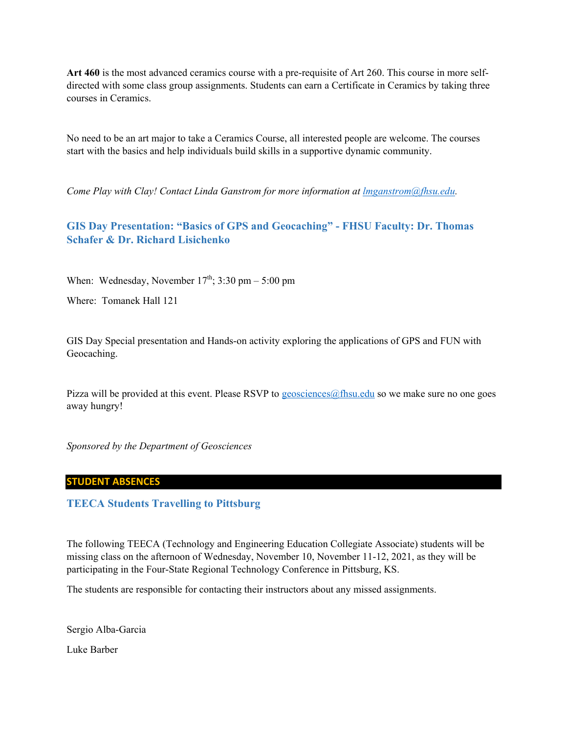**Art 460** is the most advanced ceramics course with a pre-requisite of Art 260. This course in more self-directed with some class group assignments. Students can earn a Certificate in Ceramics by taking three courses in Ceramics.

No need to be an art major to take a Ceramics Course, all interested people are welcome. The courses start with the basics and help individuals build skills in a supportive dynamic community.

*Come Play with Clay! Contact Linda Ganstrom for more information at lmganstrom@fhsu.edu.*

### GIS Day Presentation: "Basics of GPS and Geocaching" - FHSU Faculty: Dr. Thomas Schafer & Dr. Richard Lisichenko

When: Wednesday, November 17th; 3:30 pm – 5:00 pm

Where: Tomanek Hall 121

GIS Day Special presentation and Hands-on activity exploring the applications of GPS and FUN with Geocaching.

Pizza will be provided at this event. Please RSVP to geosciences@fhsu.edu so we make sure no one goes away hungry!

*Sponsored by the Department of Geosciences*

## STUDENT ABSENCES

### TEECA Students Travelling to Pittsburg

The following TEECA (Technology and Engineering Education Collegiate Associate) students will be missing class on the afternoon of Wednesday, November 10, November 11-12, 2021, as they will be participating in the Four-State Regional Technology Conference in Pittsburg, KS.

The students are responsible for contacting their instructors about any missed assignments.

Sergio Alba-Garcia

Luke Barber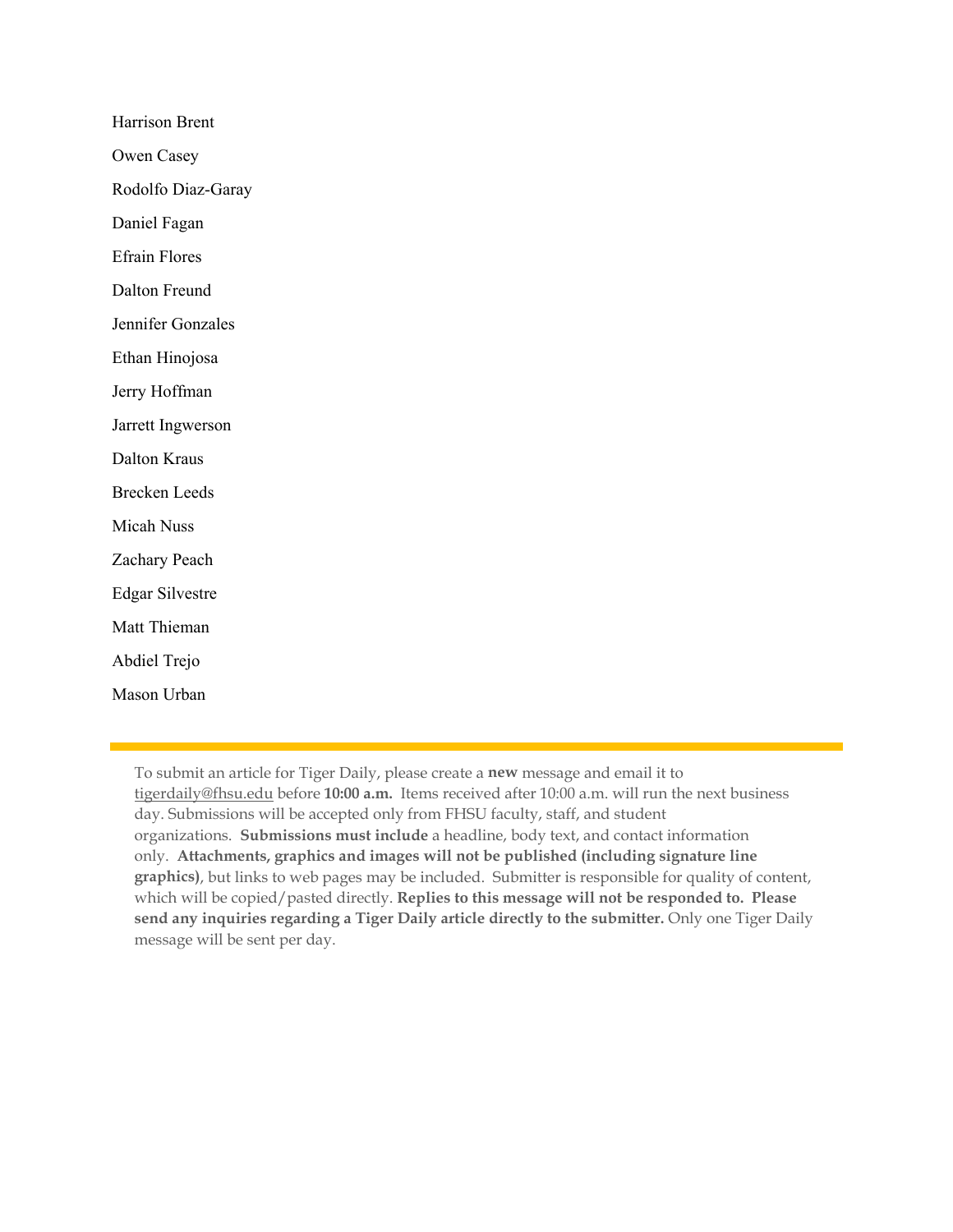Harrison Brent

Owen Casey

Rodolfo Diaz-Garay

Daniel Fagan

Efrain Flores

Dalton Freund

Jennifer Gonzales

Ethan Hinojosa

Jerry Hoffman

Jarrett Ingwerson

Dalton Kraus

Brecken Leeds

Micah Nuss

Zachary Peach

Edgar Silvestre

Matt Thieman

Abdiel Trejo

Mason Urban

---

To submit an article for Tiger Daily, please create a **new** message and email it to tigerdaily@fhsu.edu before **10:00 a.m.** Items received after 10:00 a.m. will run the next business day. Submissions will be accepted only from FHSU faculty, staff, and student organizations. **Submissions must include** a headline, body text, and contact information only. **Attachments, graphics and images will not be published (including signature line graphics)**, but links to web pages may be included. Submitter is responsible for quality of content, which will be copied/pasted directly. **Replies to this message will not be responded to. Please send any inquiries regarding a Tiger Daily article directly to the submitter.** Only one Tiger Daily message will be sent per day.